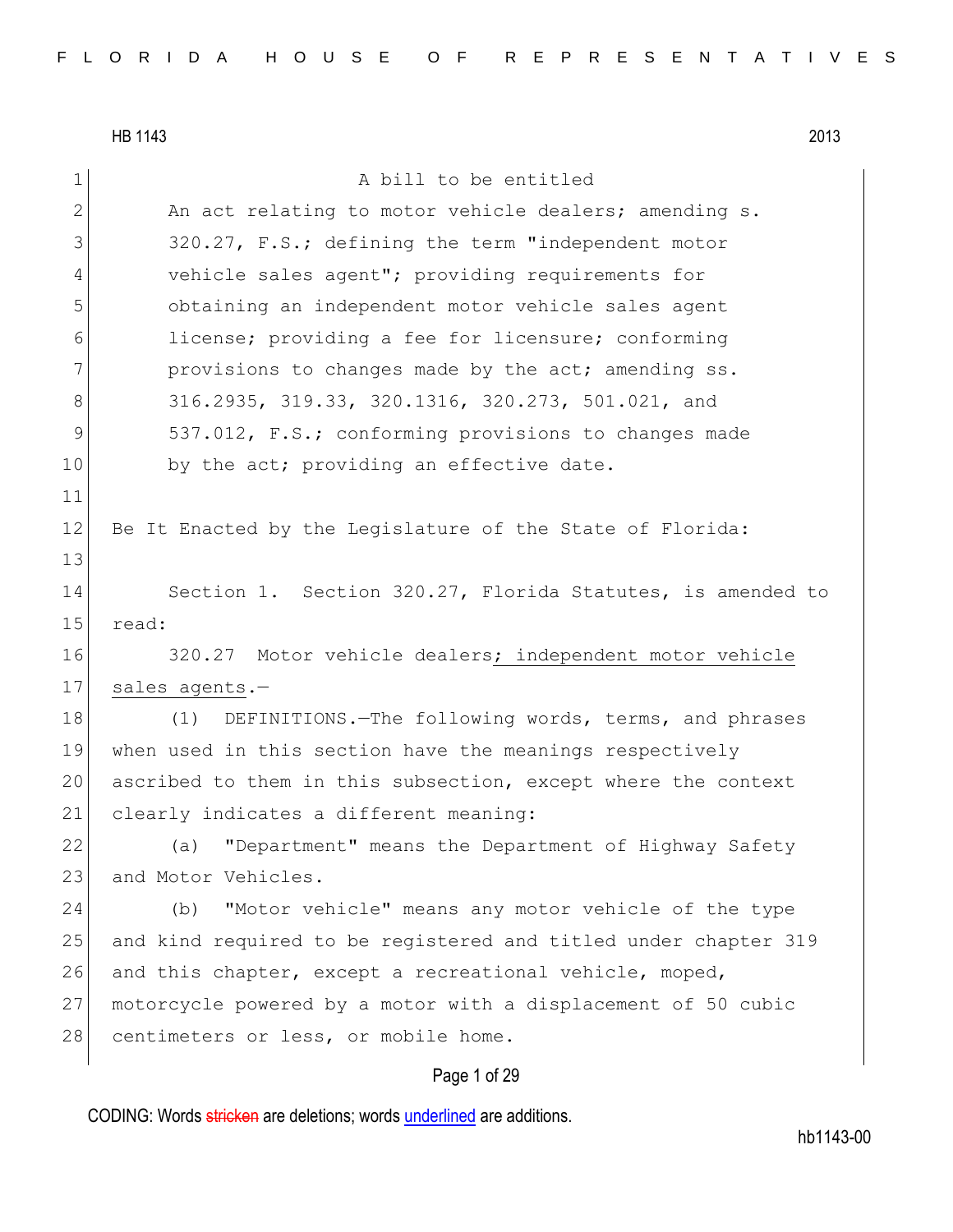HB 1143 2013

A bill to be entitled

An act relating to motor vehicle dealers; amending s. 320.27, F.S.; defining the term "independent motor vehicle sales agent"; providing requirements for obtaining an independent motor vehicle sales agent license; providing a fee for licensure; conforming provisions to changes made by the act; amending ss. 316.2935, 319.33, 320.1316, 320.273, 501.021, and 537.012, F.S.; conforming provisions to changes made by the act; providing an effective date.

Be It Enacted by the Legislature of the State of Florida:

Section 1. Section 320.27, Florida Statutes, is amended to read:

320.27 Motor vehicle dealers<u>; independent motor vehicle sales agents</u>.—

(1) DEFINITIONS.—The following words, terms, and phrases when used in this section have the meanings respectively ascribed to them in this subsection, except where the context clearly indicates a different meaning:

(a) "Department" means the Department of Highway Safety and Motor Vehicles.

(b) "Motor vehicle" means any motor vehicle of the type and kind required to be registered and titled under chapter 319 and this chapter, except a recreational vehicle, moped, motorcycle powered by a motor with a displacement of 50 cubic centimeters or less, or mobile home.

CODING: Words stricken are deletions; words underlined are additions.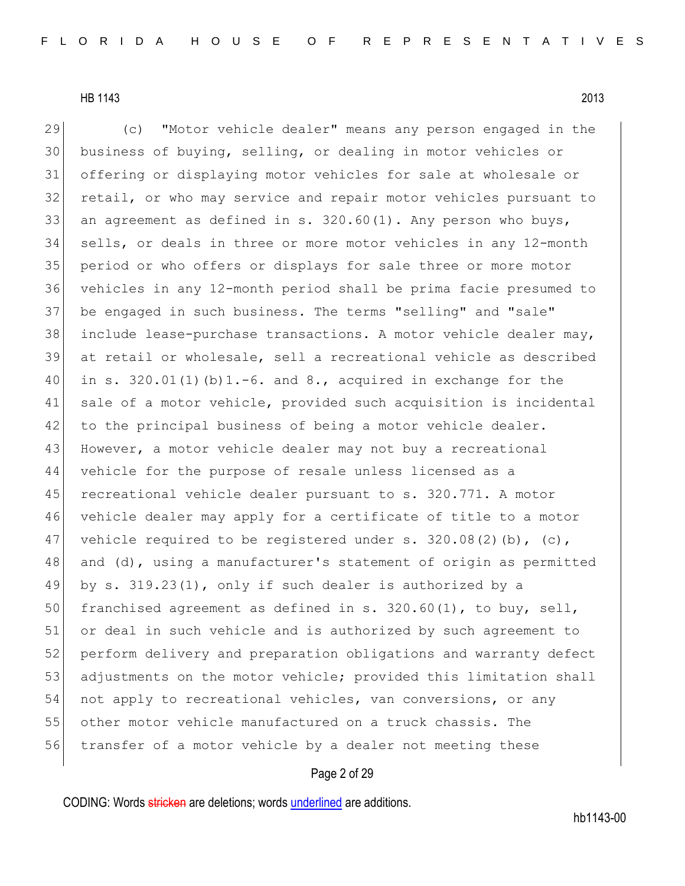(c) "Motor vehicle dealer" means any person engaged in the business of buying, selling, or dealing in motor vehicles or offering or displaying motor vehicles for sale at wholesale or retail, or who may service and repair motor vehicles pursuant to an agreement as defined in s. 320.60(1). Any person who buys, sells, or deals in three or more motor vehicles in any 12-month period or who offers or displays for sale three or more motor vehicles in any 12-month period shall be prima facie presumed to be engaged in such business. The terms "selling" and "sale" include lease-purchase transactions. A motor vehicle dealer may, at retail or wholesale, sell a recreational vehicle as described in s. 320.01(1)(b)1.-6. and 8., acquired in exchange for the sale of a motor vehicle, provided such acquisition is incidental to the principal business of being a motor vehicle dealer. However, a motor vehicle dealer may not buy a recreational vehicle for the purpose of resale unless licensed as a recreational vehicle dealer pursuant to s. 320.771. A motor vehicle dealer may apply for a certificate of title to a motor vehicle required to be registered under s. 320.08(2)(b), (c), and (d), using a manufacturer's statement of origin as permitted by s. 319.23(1), only if such dealer is authorized by a franchised agreement as defined in s. 320.60(1), to buy, sell, or deal in such vehicle and is authorized by such agreement to perform delivery and preparation obligations and warranty defect adjustments on the motor vehicle; provided this limitation shall not apply to recreational vehicles, van conversions, or any other motor vehicle manufactured on a truck chassis. The transfer of a motor vehicle by a dealer not meeting these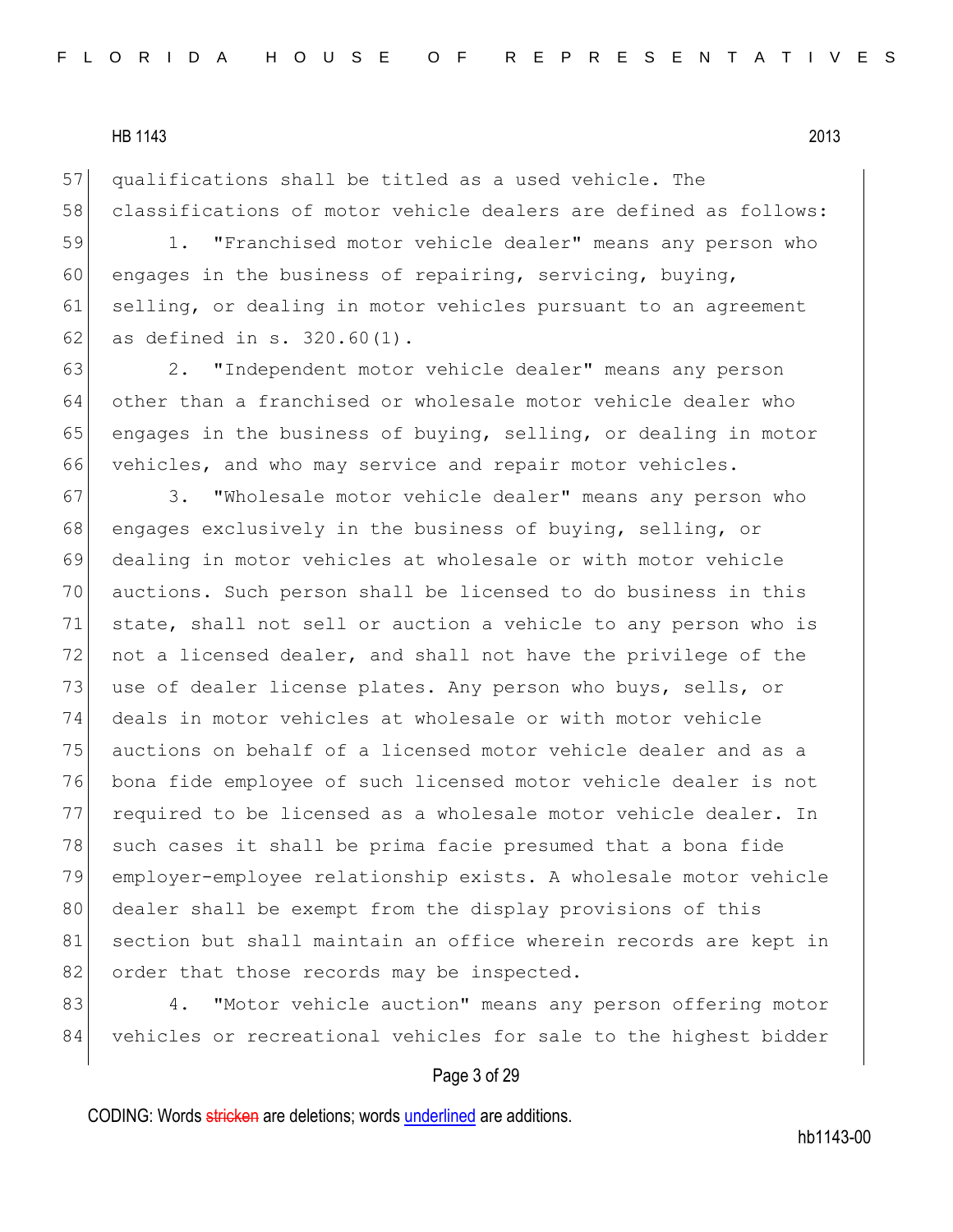qualifications shall be titled as a used vehicle. The classifications of motor vehicle dealers are defined as follows:

1. "Franchised motor vehicle dealer" means any person who engages in the business of repairing, servicing, buying, selling, or dealing in motor vehicles pursuant to an agreement as defined in s. 320.60(1).

2. "Independent motor vehicle dealer" means any person other than a franchised or wholesale motor vehicle dealer who engages in the business of buying, selling, or dealing in motor vehicles, and who may service and repair motor vehicles.

3. "Wholesale motor vehicle dealer" means any person who engages exclusively in the business of buying, selling, or dealing in motor vehicles at wholesale or with motor vehicle auctions. Such person shall be licensed to do business in this state, shall not sell or auction a vehicle to any person who is not a licensed dealer, and shall not have the privilege of the use of dealer license plates. Any person who buys, sells, or deals in motor vehicles at wholesale or with motor vehicle auctions on behalf of a licensed motor vehicle dealer and as a bona fide employee of such licensed motor vehicle dealer is not required to be licensed as a wholesale motor vehicle dealer. In such cases it shall be prima facie presumed that a bona fide employer-employee relationship exists. A wholesale motor vehicle dealer shall be exempt from the display provisions of this section but shall maintain an office wherein records are kept in order that those records may be inspected.

4. "Motor vehicle auction" means any person offering motor vehicles or recreational vehicles for sale to the highest bidder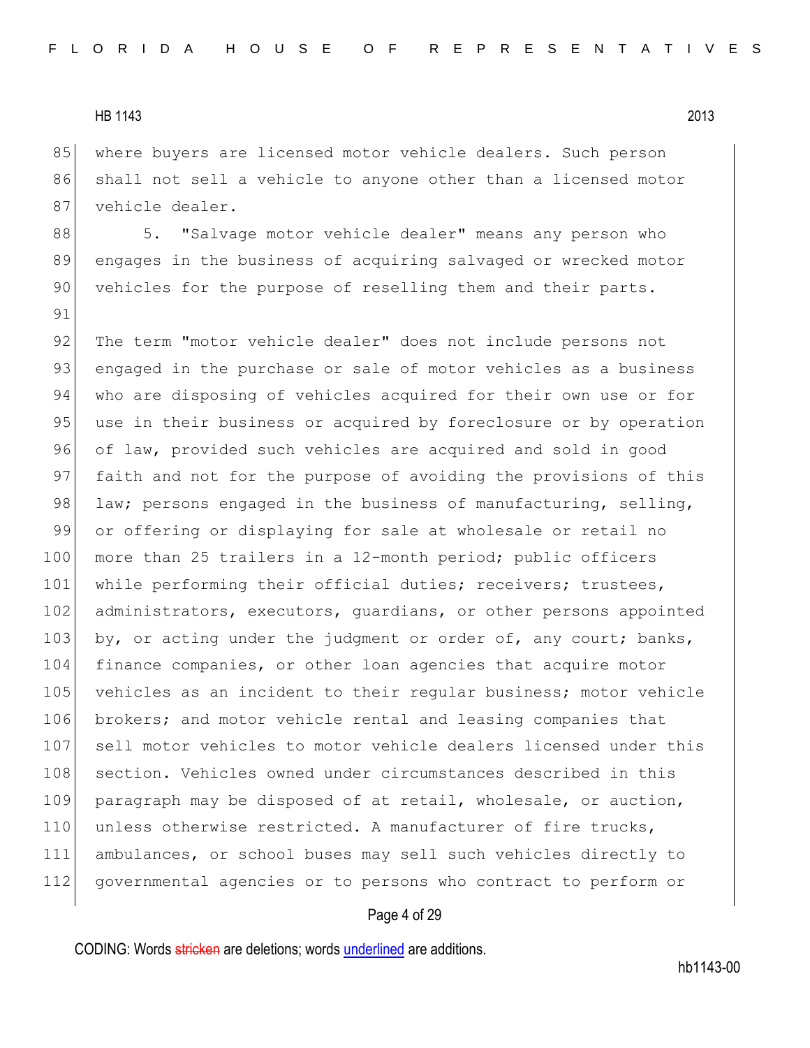where buyers are licensed motor vehicle dealers. Such person shall not sell a vehicle to anyone other than a licensed motor vehicle dealer.

5. "Salvage motor vehicle dealer" means any person who engages in the business of acquiring salvaged or wrecked motor vehicles for the purpose of reselling them and their parts.

The term "motor vehicle dealer" does not include persons not engaged in the purchase or sale of motor vehicles as a business who are disposing of vehicles acquired for their own use or for use in their business or acquired by foreclosure or by operation of law, provided such vehicles are acquired and sold in good faith and not for the purpose of avoiding the provisions of this law; persons engaged in the business of manufacturing, selling, or offering or displaying for sale at wholesale or retail no more than 25 trailers in a 12-month period; public officers while performing their official duties; receivers; trustees, administrators, executors, guardians, or other persons appointed by, or acting under the judgment or order of, any court; banks, finance companies, or other loan agencies that acquire motor vehicles as an incident to their regular business; motor vehicle brokers; and motor vehicle rental and leasing companies that sell motor vehicles to motor vehicle dealers licensed under this section. Vehicles owned under circumstances described in this paragraph may be disposed of at retail, wholesale, or auction, unless otherwise restricted. A manufacturer of fire trucks, ambulances, or school buses may sell such vehicles directly to governmental agencies or to persons who contract to perform or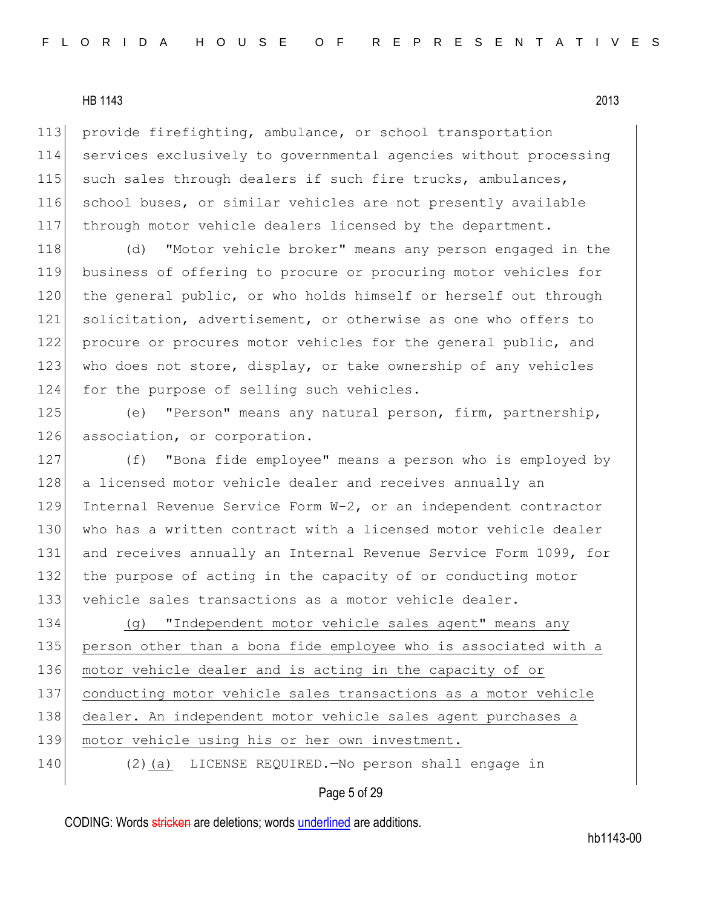provide firefighting, ambulance, or school transportation services exclusively to governmental agencies without processing such sales through dealers if such fire trucks, ambulances, school buses, or similar vehicles are not presently available through motor vehicle dealers licensed by the department.

(d) "Motor vehicle broker" means any person engaged in the business of offering to procure or procuring motor vehicles for the general public, or who holds himself or herself out through solicitation, advertisement, or otherwise as one who offers to procure or procures motor vehicles for the general public, and who does not store, display, or take ownership of any vehicles for the purpose of selling such vehicles.

(e) "Person" means any natural person, firm, partnership, association, or corporation.

(f) "Bona fide employee" means a person who is employed by a licensed motor vehicle dealer and receives annually an Internal Revenue Service Form W-2, or an independent contractor who has a written contract with a licensed motor vehicle dealer and receives annually an Internal Revenue Service Form 1099, for the purpose of acting in the capacity of or conducting motor vehicle sales transactions as a motor vehicle dealer.

(g) "Independent motor vehicle sales agent" means any person other than a bona fide employee who is associated with a motor vehicle dealer and is acting in the capacity of or conducting motor vehicle sales transactions as a motor vehicle dealer. An independent motor vehicle sales agent purchases a motor vehicle using his or her own investment.

(2)(a) LICENSE REQUIRED.—No person shall engage in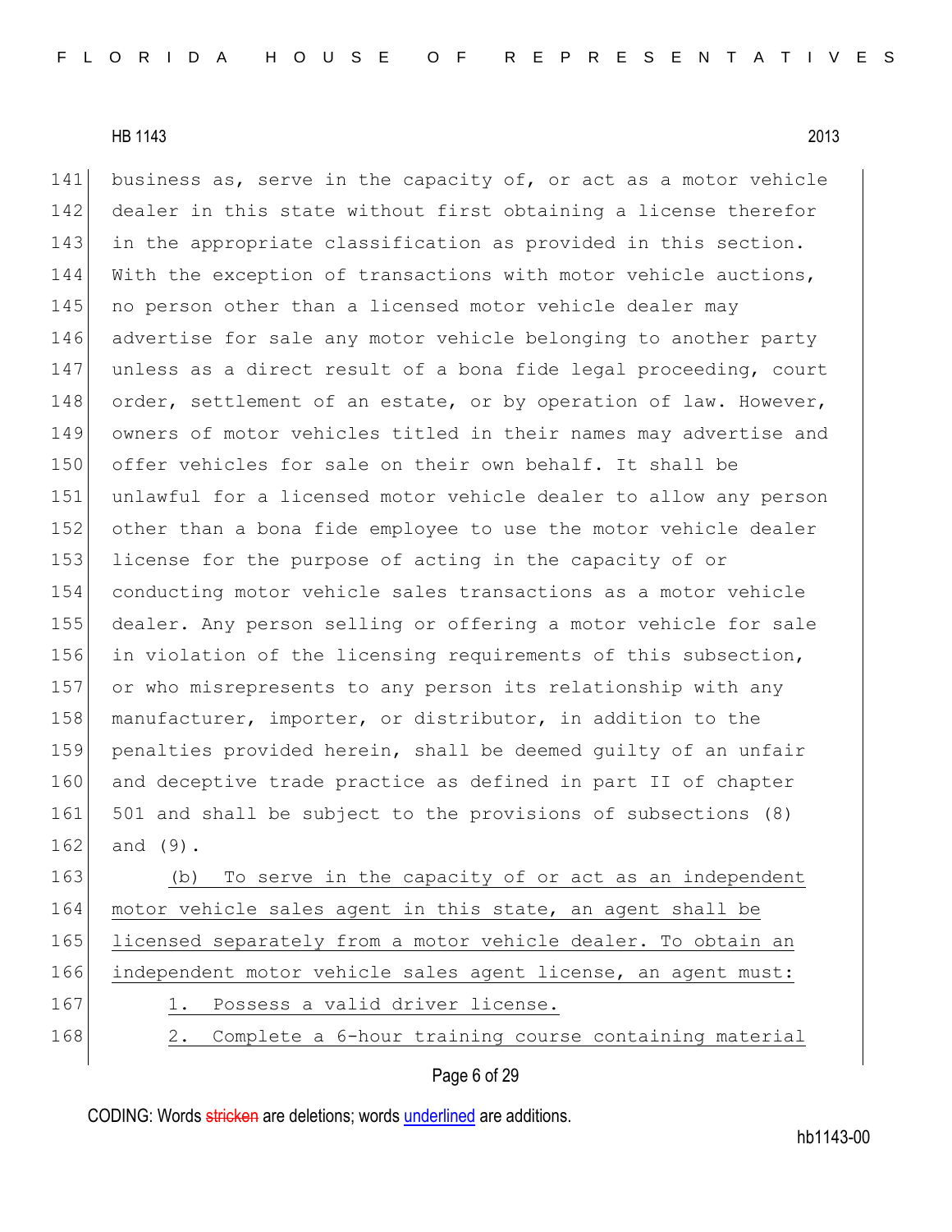business as, serve in the capacity of, or act as a motor vehicle dealer in this state without first obtaining a license therefor in the appropriate classification as provided in this section. With the exception of transactions with motor vehicle auctions, no person other than a licensed motor vehicle dealer may advertise for sale any motor vehicle belonging to another party unless as a direct result of a bona fide legal proceeding, court order, settlement of an estate, or by operation of law. However, owners of motor vehicles titled in their names may advertise and offer vehicles for sale on their own behalf. It shall be unlawful for a licensed motor vehicle dealer to allow any person other than a bona fide employee to use the motor vehicle dealer license for the purpose of acting in the capacity of or conducting motor vehicle sales transactions as a motor vehicle dealer. Any person selling or offering a motor vehicle for sale in violation of the licensing requirements of this subsection, or who misrepresents to any person its relationship with any manufacturer, importer, or distributor, in addition to the penalties provided herein, shall be deemed guilty of an unfair and deceptive trade practice as defined in part II of chapter 501 and shall be subject to the provisions of subsections (8) and (9).

(b) To serve in the capacity of or act as an independent motor vehicle sales agent in this state, an agent shall be licensed separately from a motor vehicle dealer. To obtain an independent motor vehicle sales agent license, an agent must:

1. Possess a valid driver license.

2. Complete a 6-hour training course containing material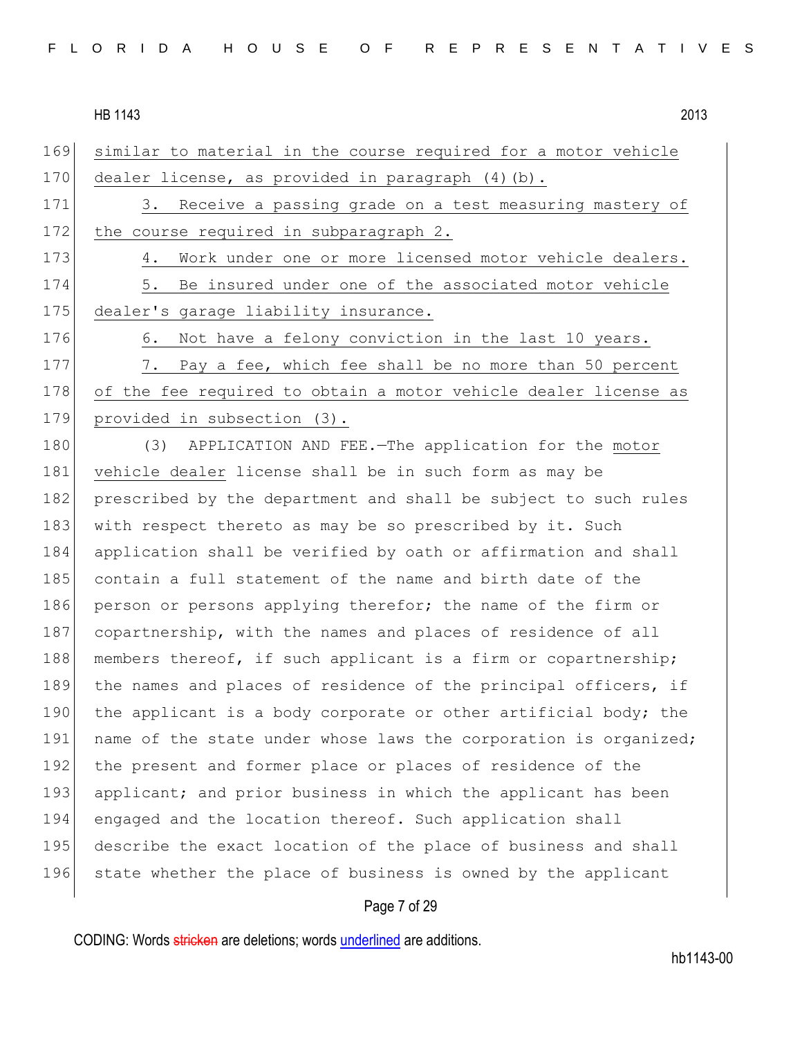similar to material in the course required for a motor vehicle dealer license, as provided in paragraph (4)(b).

3. Receive a passing grade on a test measuring mastery of the course required in subparagraph 2.

4. Work under one or more licensed motor vehicle dealers.

5. Be insured under one of the associated motor vehicle dealer's garage liability insurance.

6. Not have a felony conviction in the last 10 years.

7. Pay a fee, which fee shall be no more than 50 percent of the fee required to obtain a motor vehicle dealer license as provided in subsection (3).

(3) APPLICATION AND FEE.—The application for the motor vehicle dealer license shall be in such form as may be prescribed by the department and shall be subject to such rules with respect thereto as may be so prescribed by it. Such application shall be verified by oath or affirmation and shall contain a full statement of the name and birth date of the person or persons applying therefor; the name of the firm or copartnership, with the names and places of residence of all members thereof, if such applicant is a firm or copartnership; the names and places of residence of the principal officers, if the applicant is a body corporate or other artificial body; the name of the state under whose laws the corporation is organized; the present and former place or places of residence of the applicant; and prior business in which the applicant has been engaged and the location thereof. Such application shall describe the exact location of the place of business and shall state whether the place of business is owned by the applicant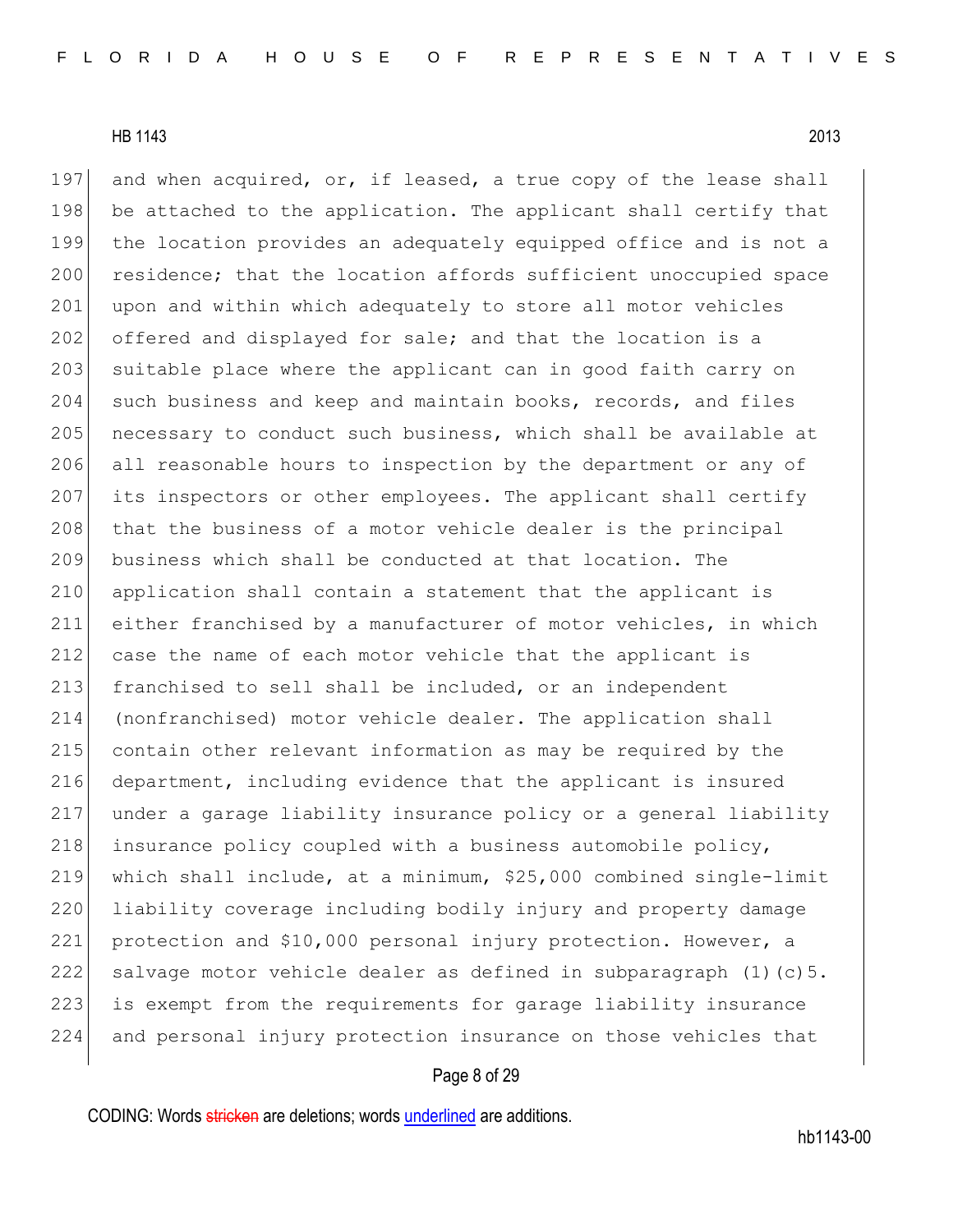and when acquired, or, if leased, a true copy of the lease shall be attached to the application. The applicant shall certify that the location provides an adequately equipped office and is not a residence; that the location affords sufficient unoccupied space upon and within which adequately to store all motor vehicles offered and displayed for sale; and that the location is a suitable place where the applicant can in good faith carry on such business and keep and maintain books, records, and files necessary to conduct such business, which shall be available at all reasonable hours to inspection by the department or any of its inspectors or other employees. The applicant shall certify that the business of a motor vehicle dealer is the principal business which shall be conducted at that location. The application shall contain a statement that the applicant is either franchised by a manufacturer of motor vehicles, in which case the name of each motor vehicle that the applicant is franchised to sell shall be included, or an independent (nonfranchised) motor vehicle dealer. The application shall contain other relevant information as may be required by the department, including evidence that the applicant is insured under a garage liability insurance policy or a general liability insurance policy coupled with a business automobile policy, which shall include, at a minimum, $25,000 combined single-limit liability coverage including bodily injury and property damage protection and $10,000 personal injury protection. However, a salvage motor vehicle dealer as defined in subparagraph (1)(c)5. is exempt from the requirements for garage liability insurance and personal injury protection insurance on those vehicles that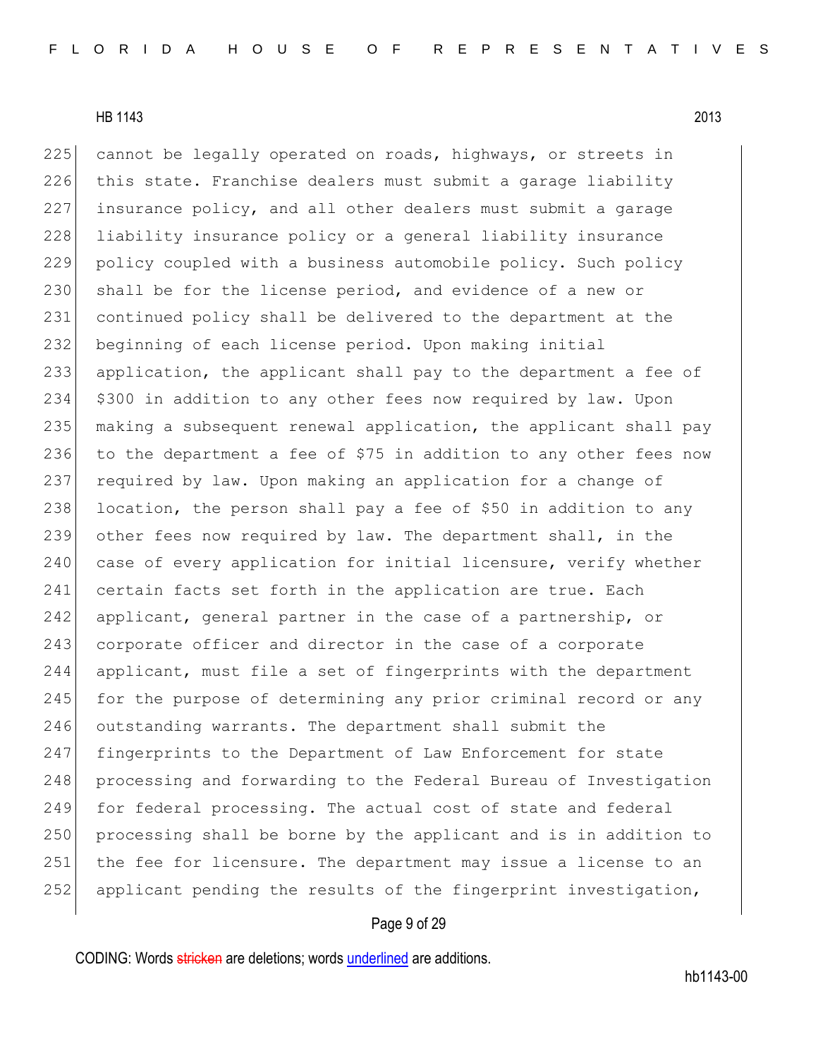cannot be legally operated on roads, highways, or streets in this state. Franchise dealers must submit a garage liability insurance policy, and all other dealers must submit a garage liability insurance policy or a general liability insurance policy coupled with a business automobile policy. Such policy shall be for the license period, and evidence of a new or continued policy shall be delivered to the department at the beginning of each license period. Upon making initial application, the applicant shall pay to the department a fee of $300 in addition to any other fees now required by law. Upon making a subsequent renewal application, the applicant shall pay to the department a fee of $75 in addition to any other fees now required by law. Upon making an application for a change of location, the person shall pay a fee of $50 in addition to any other fees now required by law. The department shall, in the case of every application for initial licensure, verify whether certain facts set forth in the application are true. Each applicant, general partner in the case of a partnership, or corporate officer and director in the case of a corporate applicant, must file a set of fingerprints with the department for the purpose of determining any prior criminal record or any outstanding warrants. The department shall submit the fingerprints to the Department of Law Enforcement for state processing and forwarding to the Federal Bureau of Investigation for federal processing. The actual cost of state and federal processing shall be borne by the applicant and is in addition to the fee for licensure. The department may issue a license to an applicant pending the results of the fingerprint investigation,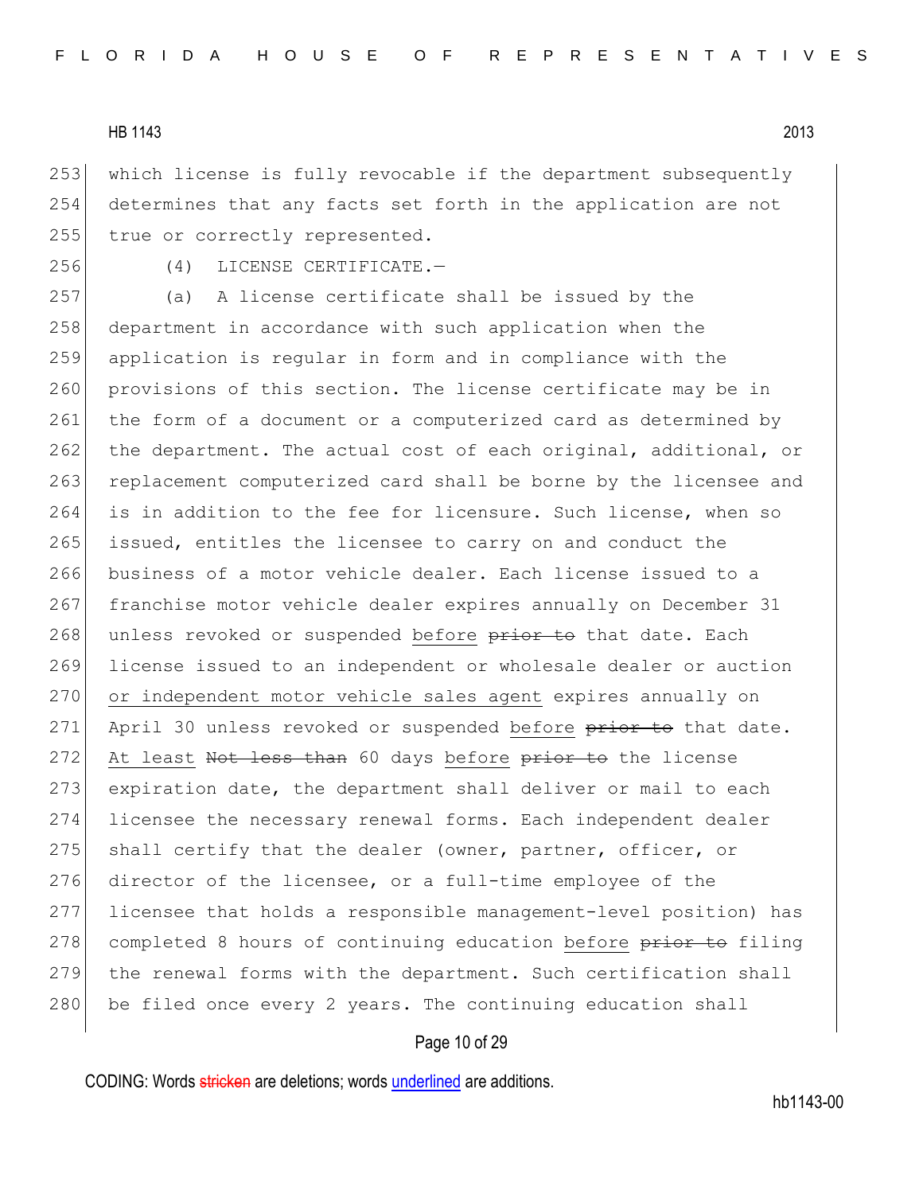which license is fully revocable if the department subsequently determines that any facts set forth in the application are not true or correctly represented.

(4) LICENSE CERTIFICATE.—

(a) A license certificate shall be issued by the department in accordance with such application when the application is regular in form and in compliance with the provisions of this section. The license certificate may be in the form of a document or a computerized card as determined by the department. The actual cost of each original, additional, or replacement computerized card shall be borne by the licensee and is in addition to the fee for licensure. Such license, when so issued, entitles the licensee to carry on and conduct the business of a motor vehicle dealer. Each license issued to a franchise motor vehicle dealer expires annually on December 31 unless revoked or suspended before ~~prior to~~ that date. Each license issued to an independent or wholesale dealer or auction or independent motor vehicle sales agent expires annually on April 30 unless revoked or suspended before ~~prior to~~ that date. At least ~~Not less than~~ 60 days before ~~prior to~~ the license expiration date, the department shall deliver or mail to each licensee the necessary renewal forms. Each independent dealer shall certify that the dealer (owner, partner, officer, or director of the licensee, or a full-time employee of the licensee that holds a responsible management-level position) has completed 8 hours of continuing education before ~~prior to~~ filing the renewal forms with the department. Such certification shall be filed once every 2 years. The continuing education shall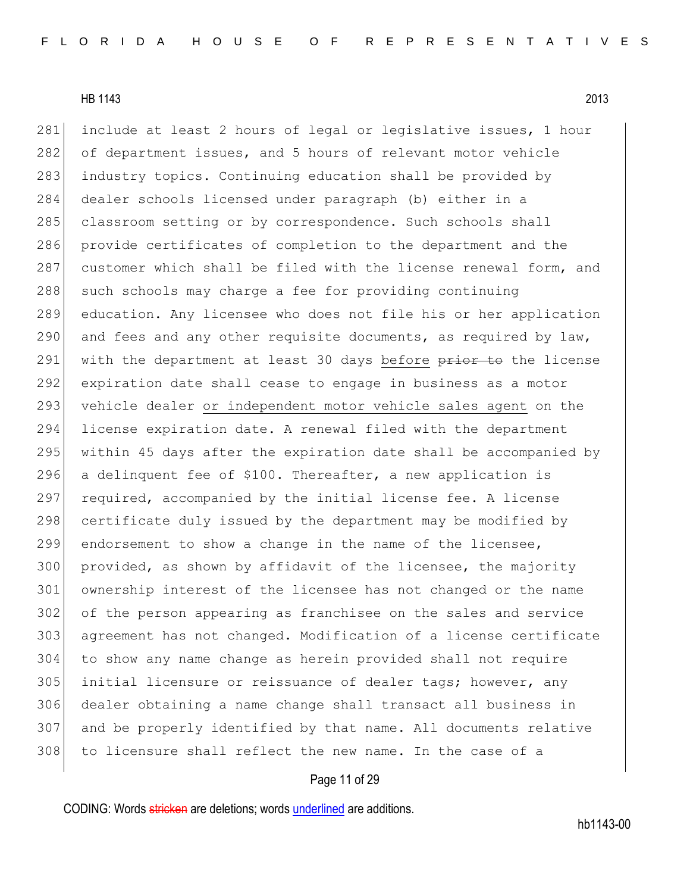include at least 2 hours of legal or legislative issues, 1 hour of department issues, and 5 hours of relevant motor vehicle industry topics. Continuing education shall be provided by dealer schools licensed under paragraph (b) either in a classroom setting or by correspondence. Such schools shall provide certificates of completion to the department and the customer which shall be filed with the license renewal form, and such schools may charge a fee for providing continuing education. Any licensee who does not file his or her application and fees and any other requisite documents, as required by law, with the department at least 30 days <u>before</u> ~~prior to~~ the license expiration date shall cease to engage in business as a motor vehicle dealer <u>or independent motor vehicle sales agent</u> on the license expiration date. A renewal filed with the department within 45 days after the expiration date shall be accompanied by a delinquent fee of $100. Thereafter, a new application is required, accompanied by the initial license fee. A license certificate duly issued by the department may be modified by endorsement to show a change in the name of the licensee, provided, as shown by affidavit of the licensee, the majority ownership interest of the licensee has not changed or the name of the person appearing as franchisee on the sales and service agreement has not changed. Modification of a license certificate to show any name change as herein provided shall not require initial licensure or reissuance of dealer tags; however, any dealer obtaining a name change shall transact all business in and be properly identified by that name. All documents relative to licensure shall reflect the new name. In the case of a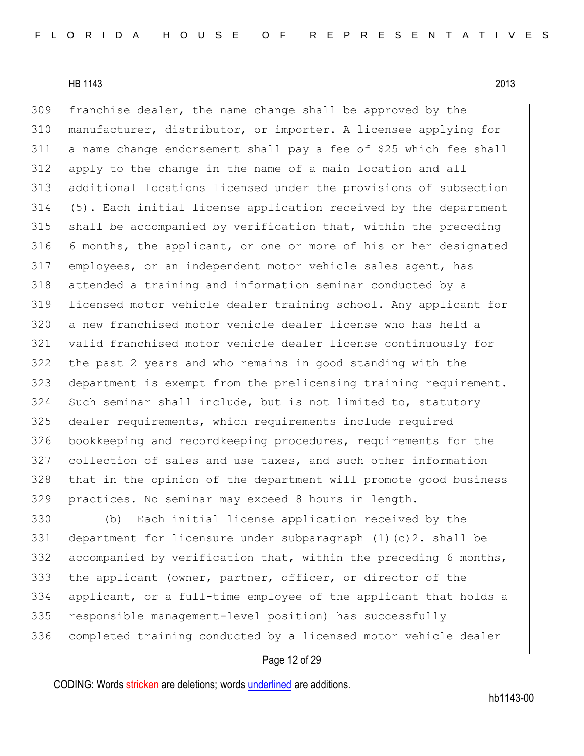franchise dealer, the name change shall be approved by the manufacturer, distributor, or importer. A licensee applying for a name change endorsement shall pay a fee of $25 which fee shall apply to the change in the name of a main location and all additional locations licensed under the provisions of subsection (5). Each initial license application received by the department shall be accompanied by verification that, within the preceding 6 months, the applicant, or one or more of his or her designated employees<u>, or an independent motor vehicle sales agent</u>, has attended a training and information seminar conducted by a licensed motor vehicle dealer training school. Any applicant for a new franchised motor vehicle dealer license who has held a valid franchised motor vehicle dealer license continuously for the past 2 years and who remains in good standing with the department is exempt from the prelicensing training requirement. Such seminar shall include, but is not limited to, statutory dealer requirements, which requirements include required bookkeeping and recordkeeping procedures, requirements for the collection of sales and use taxes, and such other information that in the opinion of the department will promote good business practices. No seminar may exceed 8 hours in length.

(b) Each initial license application received by the department for licensure under subparagraph (1)(c)2. shall be accompanied by verification that, within the preceding 6 months, the applicant (owner, partner, officer, or director of the applicant, or a full-time employee of the applicant that holds a responsible management-level position) has successfully completed training conducted by a licensed motor vehicle dealer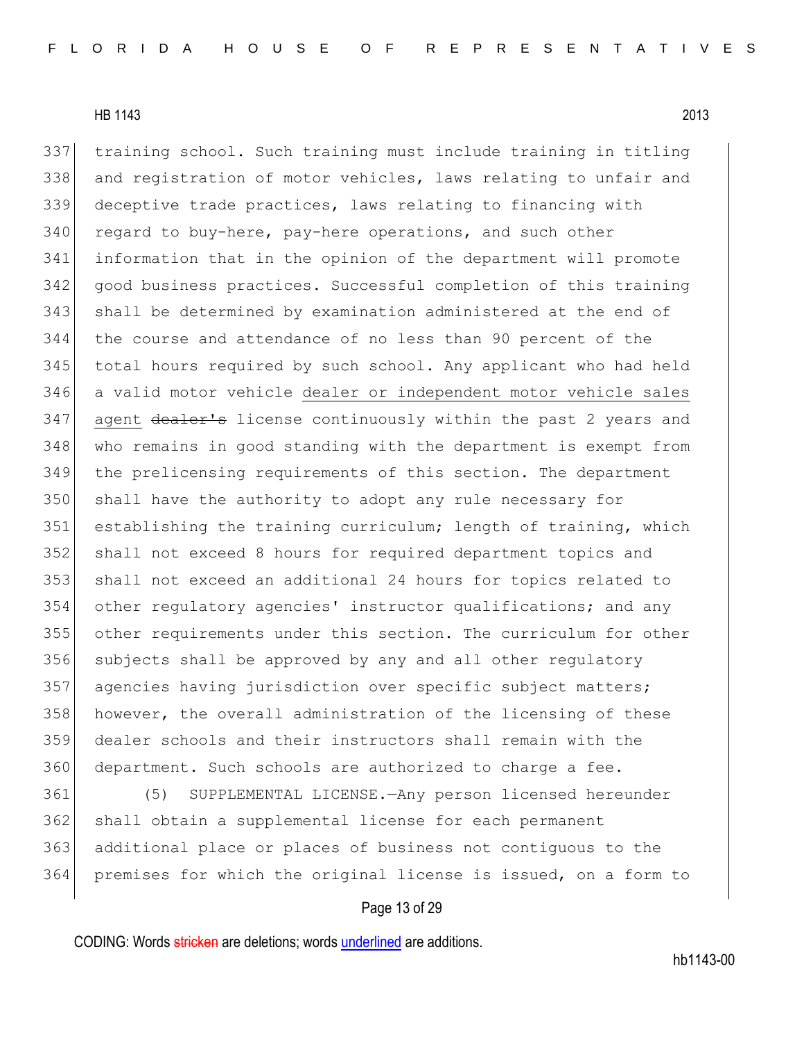training school. Such training must include training in titling and registration of motor vehicles, laws relating to unfair and deceptive trade practices, laws relating to financing with regard to buy-here, pay-here operations, and such other information that in the opinion of the department will promote good business practices. Successful completion of this training shall be determined by examination administered at the end of the course and attendance of no less than 90 percent of the total hours required by such school. Any applicant who had held a valid motor vehicle <u>dealer or independent motor vehicle sales agent</u> ~~dealer's~~ license continuously within the past 2 years and who remains in good standing with the department is exempt from the prelicensing requirements of this section. The department shall have the authority to adopt any rule necessary for establishing the training curriculum; length of training, which shall not exceed 8 hours for required department topics and shall not exceed an additional 24 hours for topics related to other regulatory agencies' instructor qualifications; and any other requirements under this section. The curriculum for other subjects shall be approved by any and all other regulatory agencies having jurisdiction over specific subject matters; however, the overall administration of the licensing of these dealer schools and their instructors shall remain with the department. Such schools are authorized to charge a fee.

(5) SUPPLEMENTAL LICENSE.—Any person licensed hereunder shall obtain a supplemental license for each permanent additional place or places of business not contiguous to the premises for which the original license is issued, on a form to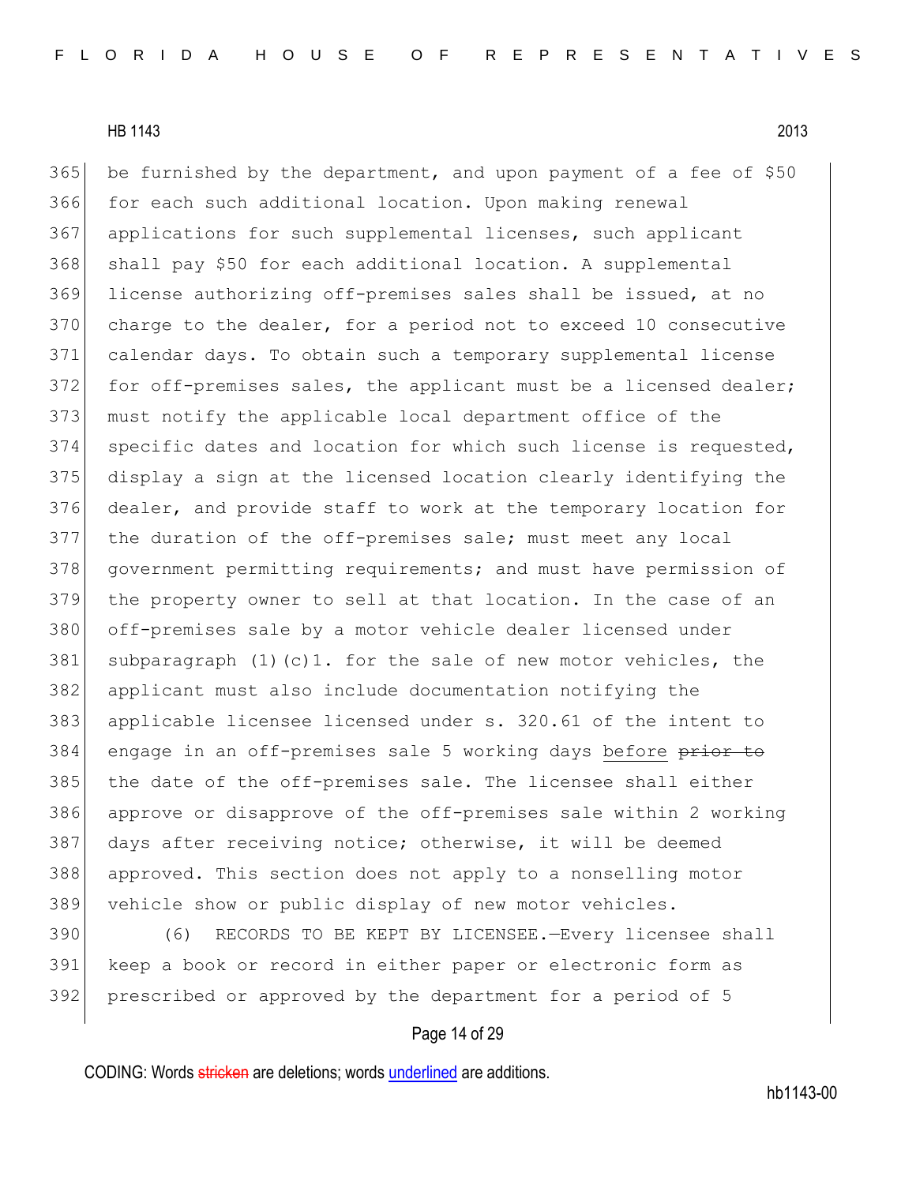be furnished by the department, and upon payment of a fee of $50 for each such additional location. Upon making renewal applications for such supplemental licenses, such applicant shall pay $50 for each additional location. A supplemental license authorizing off-premises sales shall be issued, at no charge to the dealer, for a period not to exceed 10 consecutive calendar days. To obtain such a temporary supplemental license for off-premises sales, the applicant must be a licensed dealer; must notify the applicable local department office of the specific dates and location for which such license is requested, display a sign at the licensed location clearly identifying the dealer, and provide staff to work at the temporary location for the duration of the off-premises sale; must meet any local government permitting requirements; and must have permission of the property owner to sell at that location. In the case of an off-premises sale by a motor vehicle dealer licensed under subparagraph (1)(c)1. for the sale of new motor vehicles, the applicant must also include documentation notifying the applicable licensee licensed under s. 320.61 of the intent to engage in an off-premises sale 5 working days before ~~prior to~~ the date of the off-premises sale. The licensee shall either approve or disapprove of the off-premises sale within 2 working days after receiving notice; otherwise, it will be deemed approved. This section does not apply to a nonselling motor vehicle show or public display of new motor vehicles.

(6) RECORDS TO BE KEPT BY LICENSEE.—Every licensee shall keep a book or record in either paper or electronic form as prescribed or approved by the department for a period of 5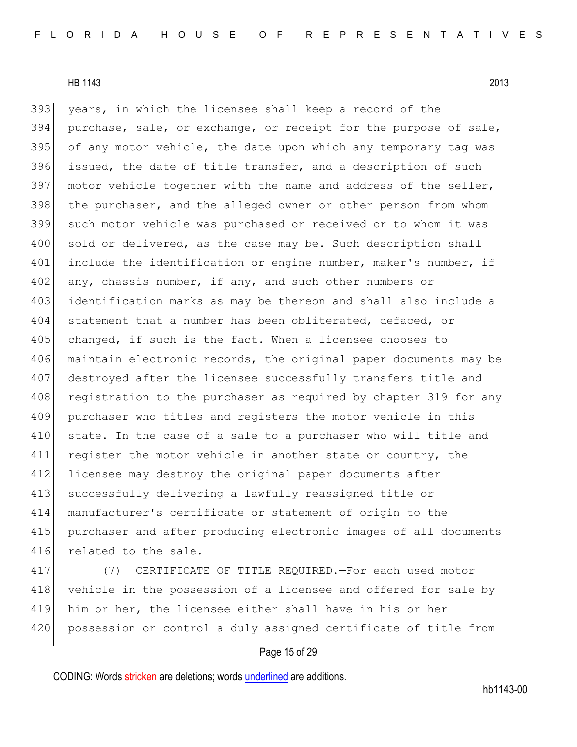years, in which the licensee shall keep a record of the purchase, sale, or exchange, or receipt for the purpose of sale, of any motor vehicle, the date upon which any temporary tag was issued, the date of title transfer, and a description of such motor vehicle together with the name and address of the seller, the purchaser, and the alleged owner or other person from whom such motor vehicle was purchased or received or to whom it was sold or delivered, as the case may be. Such description shall include the identification or engine number, maker's number, if any, chassis number, if any, and such other numbers or identification marks as may be thereon and shall also include a statement that a number has been obliterated, defaced, or changed, if such is the fact. When a licensee chooses to maintain electronic records, the original paper documents may be destroyed after the licensee successfully transfers title and registration to the purchaser as required by chapter 319 for any purchaser who titles and registers the motor vehicle in this state. In the case of a sale to a purchaser who will title and register the motor vehicle in another state or country, the licensee may destroy the original paper documents after successfully delivering a lawfully reassigned title or manufacturer's certificate or statement of origin to the purchaser and after producing electronic images of all documents related to the sale.

(7) CERTIFICATE OF TITLE REQUIRED.—For each used motor vehicle in the possession of a licensee and offered for sale by him or her, the licensee either shall have in his or her possession or control a duly assigned certificate of title from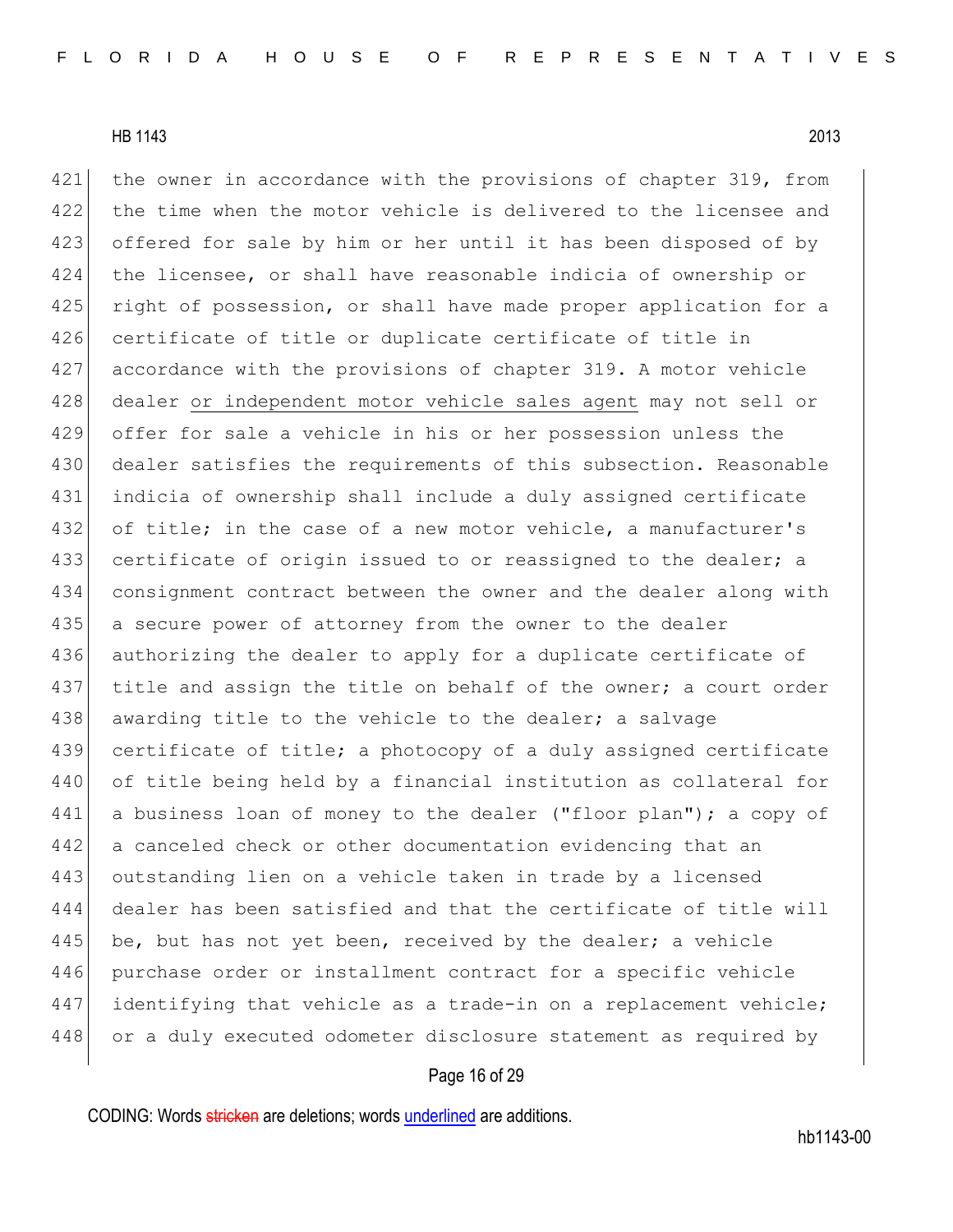421 the owner in accordance with the provisions of chapter 319, from
422 the time when the motor vehicle is delivered to the licensee and
423 offered for sale by him or her until it has been disposed of by
424 the licensee, or shall have reasonable indicia of ownership or
425 right of possession, or shall have made proper application for a
426 certificate of title or duplicate certificate of title in
427 accordance with the provisions of chapter 319. A motor vehicle
428 dealer <u>or independent motor vehicle sales agent</u> may not sell or
429 offer for sale a vehicle in his or her possession unless the
430 dealer satisfies the requirements of this subsection. Reasonable
431 indicia of ownership shall include a duly assigned certificate
432 of title; in the case of a new motor vehicle, a manufacturer's
433 certificate of origin issued to or reassigned to the dealer; a
434 consignment contract between the owner and the dealer along with
435 a secure power of attorney from the owner to the dealer
436 authorizing the dealer to apply for a duplicate certificate of
437 title and assign the title on behalf of the owner; a court order
438 awarding title to the vehicle to the dealer; a salvage
439 certificate of title; a photocopy of a duly assigned certificate
440 of title being held by a financial institution as collateral for
441 a business loan of money to the dealer ("floor plan"); a copy of
442 a canceled check or other documentation evidencing that an
443 outstanding lien on a vehicle taken in trade by a licensed
444 dealer has been satisfied and that the certificate of title will
445 be, but has not yet been, received by the dealer; a vehicle
446 purchase order or installment contract for a specific vehicle
447 identifying that vehicle as a trade-in on a replacement vehicle;
448 or a duly executed odometer disclosure statement as required by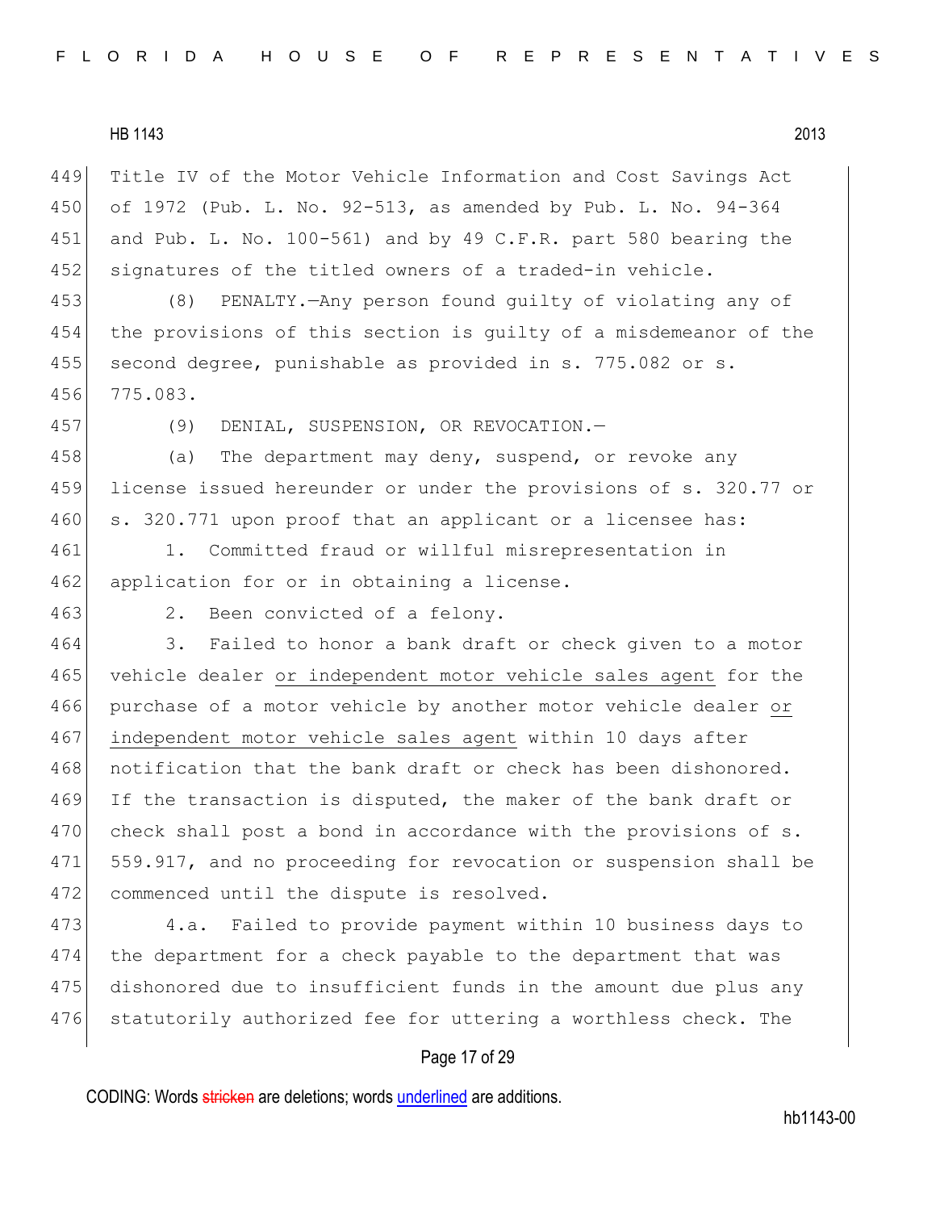Title IV of the Motor Vehicle Information and Cost Savings Act of 1972 (Pub. L. No. 92-513, as amended by Pub. L. No. 94-364 and Pub. L. No. 100-561) and by 49 C.F.R. part 580 bearing the signatures of the titled owners of a traded-in vehicle.

(8) PENALTY.—Any person found guilty of violating any of the provisions of this section is guilty of a misdemeanor of the second degree, punishable as provided in s. 775.082 or s. 775.083.

(9) DENIAL, SUSPENSION, OR REVOCATION.—

(a) The department may deny, suspend, or revoke any license issued hereunder or under the provisions of s. 320.77 or s. 320.771 upon proof that an applicant or a licensee has:

1. Committed fraud or willful misrepresentation in application for or in obtaining a license.

2. Been convicted of a felony.

3. Failed to honor a bank draft or check given to a motor vehicle dealer <u>or independent motor vehicle sales agent</u> for the purchase of a motor vehicle by another motor vehicle dealer <u>or independent motor vehicle sales agent</u> within 10 days after notification that the bank draft or check has been dishonored. If the transaction is disputed, the maker of the bank draft or check shall post a bond in accordance with the provisions of s. 559.917, and no proceeding for revocation or suspension shall be commenced until the dispute is resolved.

4.a. Failed to provide payment within 10 business days to the department for a check payable to the department that was dishonored due to insufficient funds in the amount due plus any statutorily authorized fee for uttering a worthless check. The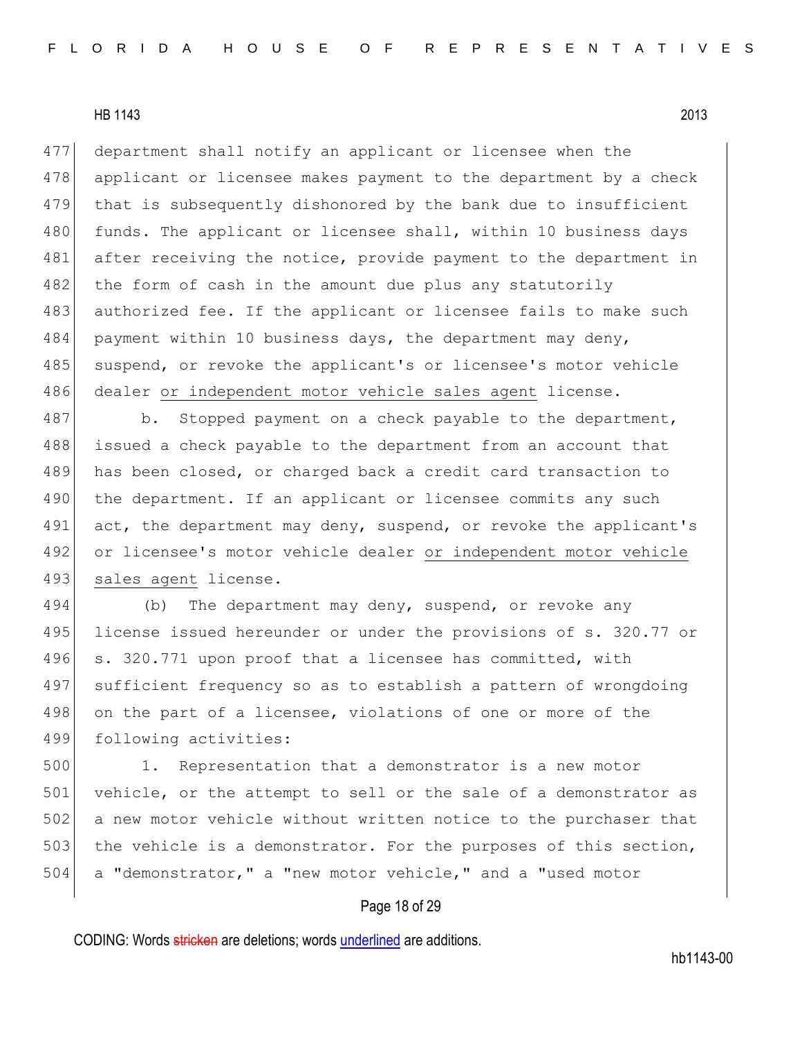department shall notify an applicant or licensee when the applicant or licensee makes payment to the department by a check that is subsequently dishonored by the bank due to insufficient funds. The applicant or licensee shall, within 10 business days after receiving the notice, provide payment to the department in the form of cash in the amount due plus any statutorily authorized fee. If the applicant or licensee fails to make such payment within 10 business days, the department may deny, suspend, or revoke the applicant's or licensee's motor vehicle dealer <u>or independent motor vehicle sales agent</u> license.

b. Stopped payment on a check payable to the department, issued a check payable to the department from an account that has been closed, or charged back a credit card transaction to the department. If an applicant or licensee commits any such act, the department may deny, suspend, or revoke the applicant's or licensee's motor vehicle dealer <u>or independent motor vehicle sales agent</u> license.

(b) The department may deny, suspend, or revoke any license issued hereunder or under the provisions of s. 320.77 or s. 320.771 upon proof that a licensee has committed, with sufficient frequency so as to establish a pattern of wrongdoing on the part of a licensee, violations of one or more of the following activities:

1. Representation that a demonstrator is a new motor vehicle, or the attempt to sell or the sale of a demonstrator as a new motor vehicle without written notice to the purchaser that the vehicle is a demonstrator. For the purposes of this section, a "demonstrator," a "new motor vehicle," and a "used motor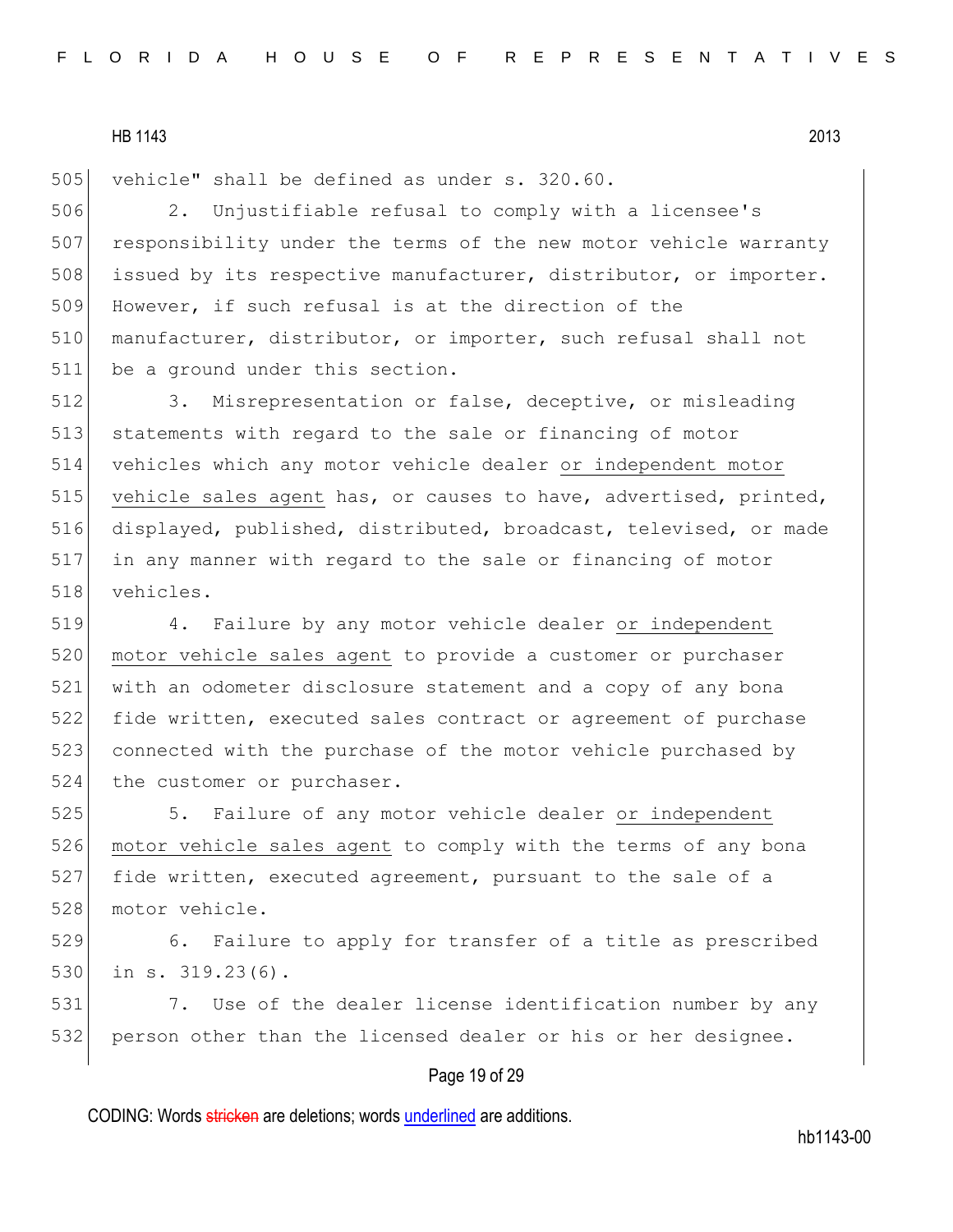vehicle" shall be defined as under s. 320.60.

2. Unjustifiable refusal to comply with a licensee's responsibility under the terms of the new motor vehicle warranty issued by its respective manufacturer, distributor, or importer. However, if such refusal is at the direction of the manufacturer, distributor, or importer, such refusal shall not be a ground under this section.

3. Misrepresentation or false, deceptive, or misleading statements with regard to the sale or financing of motor vehicles which any motor vehicle dealer <u>or independent motor vehicle sales agent</u> has, or causes to have, advertised, printed, displayed, published, distributed, broadcast, televised, or made in any manner with regard to the sale or financing of motor vehicles.

4. Failure by any motor vehicle dealer <u>or independent motor vehicle sales agent</u> to provide a customer or purchaser with an odometer disclosure statement and a copy of any bona fide written, executed sales contract or agreement of purchase connected with the purchase of the motor vehicle purchased by the customer or purchaser.

5. Failure of any motor vehicle dealer <u>or independent motor vehicle sales agent</u> to comply with the terms of any bona fide written, executed agreement, pursuant to the sale of a motor vehicle.

6. Failure to apply for transfer of a title as prescribed in s. 319.23(6).

7. Use of the dealer license identification number by any person other than the licensed dealer or his or her designee.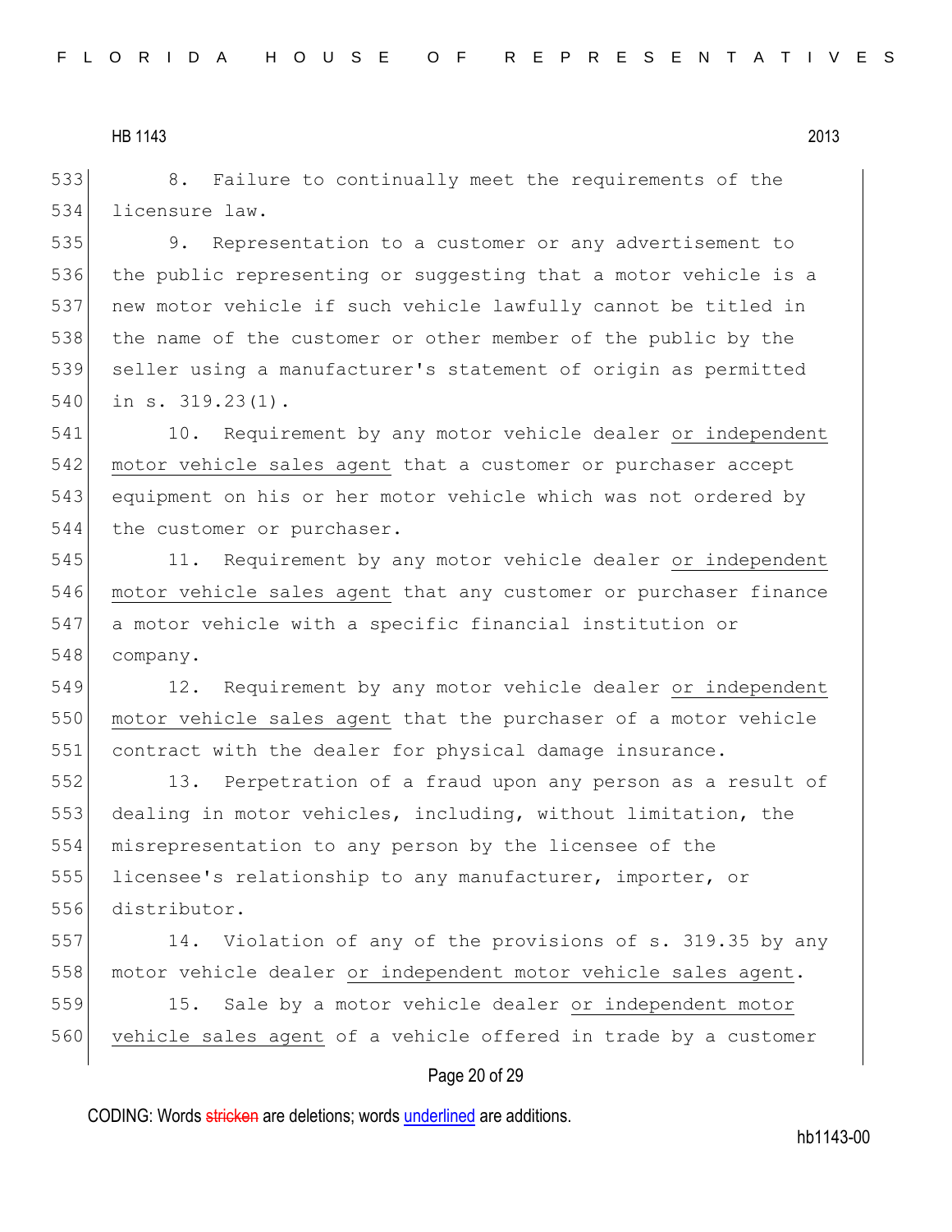8. Failure to continually meet the requirements of the licensure law.

9. Representation to a customer or any advertisement to the public representing or suggesting that a motor vehicle is a new motor vehicle if such vehicle lawfully cannot be titled in the name of the customer or other member of the public by the seller using a manufacturer's statement of origin as permitted in s. 319.23(1).

10. Requirement by any motor vehicle dealer or independent motor vehicle sales agent that a customer or purchaser accept equipment on his or her motor vehicle which was not ordered by the customer or purchaser.

11. Requirement by any motor vehicle dealer or independent motor vehicle sales agent that any customer or purchaser finance a motor vehicle with a specific financial institution or company.

12. Requirement by any motor vehicle dealer or independent motor vehicle sales agent that the purchaser of a motor vehicle contract with the dealer for physical damage insurance.

13. Perpetration of a fraud upon any person as a result of dealing in motor vehicles, including, without limitation, the misrepresentation to any person by the licensee of the licensee's relationship to any manufacturer, importer, or distributor.

14. Violation of any of the provisions of s. 319.35 by any motor vehicle dealer or independent motor vehicle sales agent.

15. Sale by a motor vehicle dealer or independent motor vehicle sales agent of a vehicle offered in trade by a customer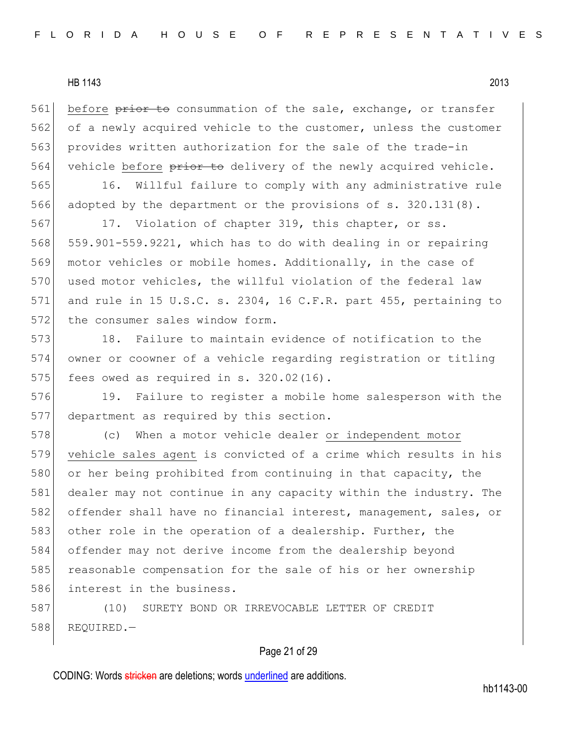before ~~prior to~~ consummation of the sale, exchange, or transfer of a newly acquired vehicle to the customer, unless the customer provides written authorization for the sale of the trade-in vehicle before ~~prior to~~ delivery of the newly acquired vehicle.

16. Willful failure to comply with any administrative rule adopted by the department or the provisions of s. 320.131(8).

17. Violation of chapter 319, this chapter, or ss. 559.901-559.9221, which has to do with dealing in or repairing motor vehicles or mobile homes. Additionally, in the case of used motor vehicles, the willful violation of the federal law and rule in 15 U.S.C. s. 2304, 16 C.F.R. part 455, pertaining to the consumer sales window form.

18. Failure to maintain evidence of notification to the owner or coowner of a vehicle regarding registration or titling fees owed as required in s. 320.02(16).

19. Failure to register a mobile home salesperson with the department as required by this section.

(c) When a motor vehicle dealer <u>or independent motor vehicle sales agent</u> is convicted of a crime which results in his or her being prohibited from continuing in that capacity, the dealer may not continue in any capacity within the industry. The offender shall have no financial interest, management, sales, or other role in the operation of a dealership. Further, the offender may not derive income from the dealership beyond reasonable compensation for the sale of his or her ownership interest in the business.

(10) SURETY BOND OR IRREVOCABLE LETTER OF CREDIT REQUIRED.—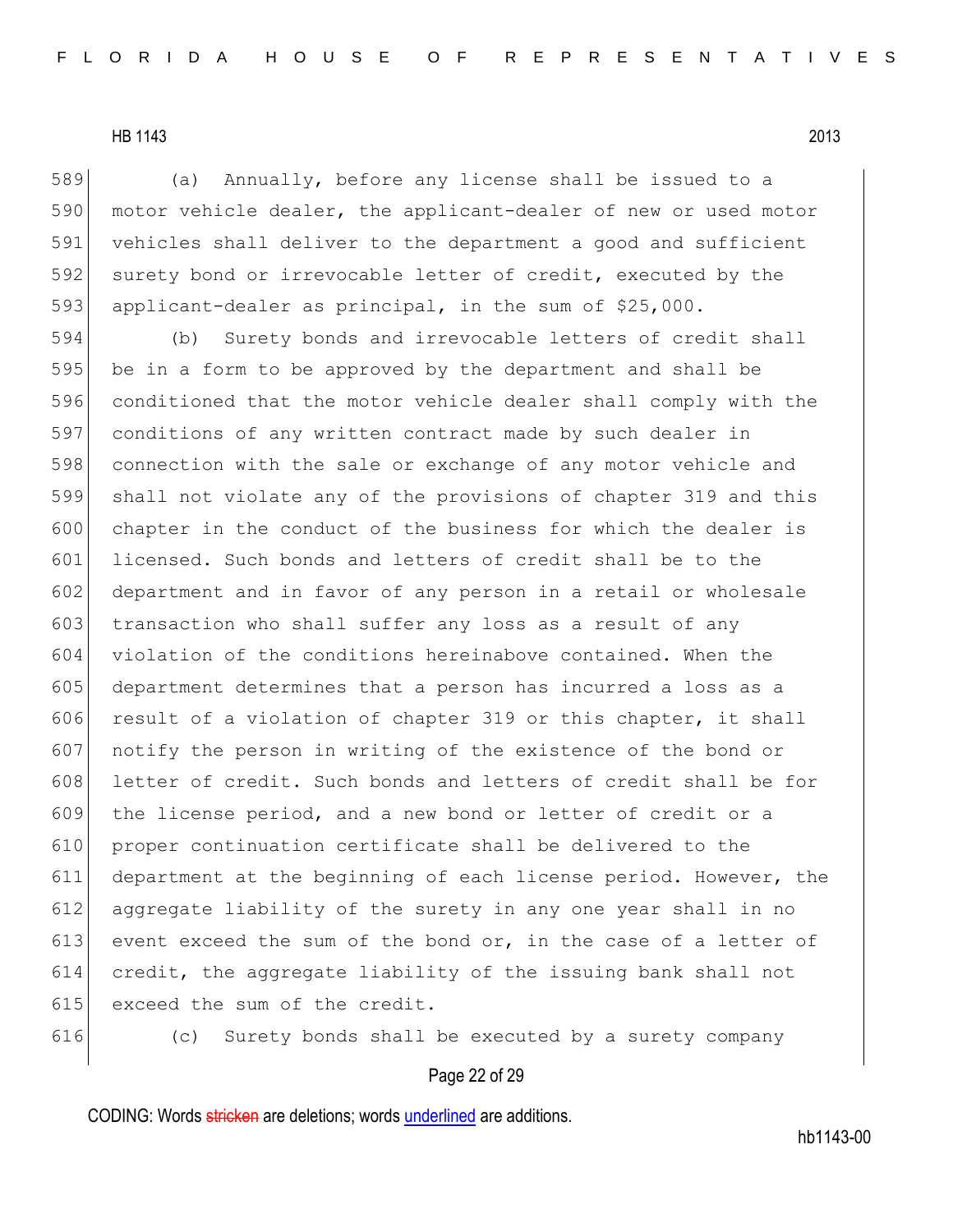(a) Annually, before any license shall be issued to a motor vehicle dealer, the applicant-dealer of new or used motor vehicles shall deliver to the department a good and sufficient surety bond or irrevocable letter of credit, executed by the applicant-dealer as principal, in the sum of $25,000.

(b) Surety bonds and irrevocable letters of credit shall be in a form to be approved by the department and shall be conditioned that the motor vehicle dealer shall comply with the conditions of any written contract made by such dealer in connection with the sale or exchange of any motor vehicle and shall not violate any of the provisions of chapter 319 and this chapter in the conduct of the business for which the dealer is licensed. Such bonds and letters of credit shall be to the department and in favor of any person in a retail or wholesale transaction who shall suffer any loss as a result of any violation of the conditions hereinabove contained. When the department determines that a person has incurred a loss as a result of a violation of chapter 319 or this chapter, it shall notify the person in writing of the existence of the bond or letter of credit. Such bonds and letters of credit shall be for the license period, and a new bond or letter of credit or a proper continuation certificate shall be delivered to the department at the beginning of each license period. However, the aggregate liability of the surety in any one year shall in no event exceed the sum of the bond or, in the case of a letter of credit, the aggregate liability of the issuing bank shall not exceed the sum of the credit.

(c) Surety bonds shall be executed by a surety company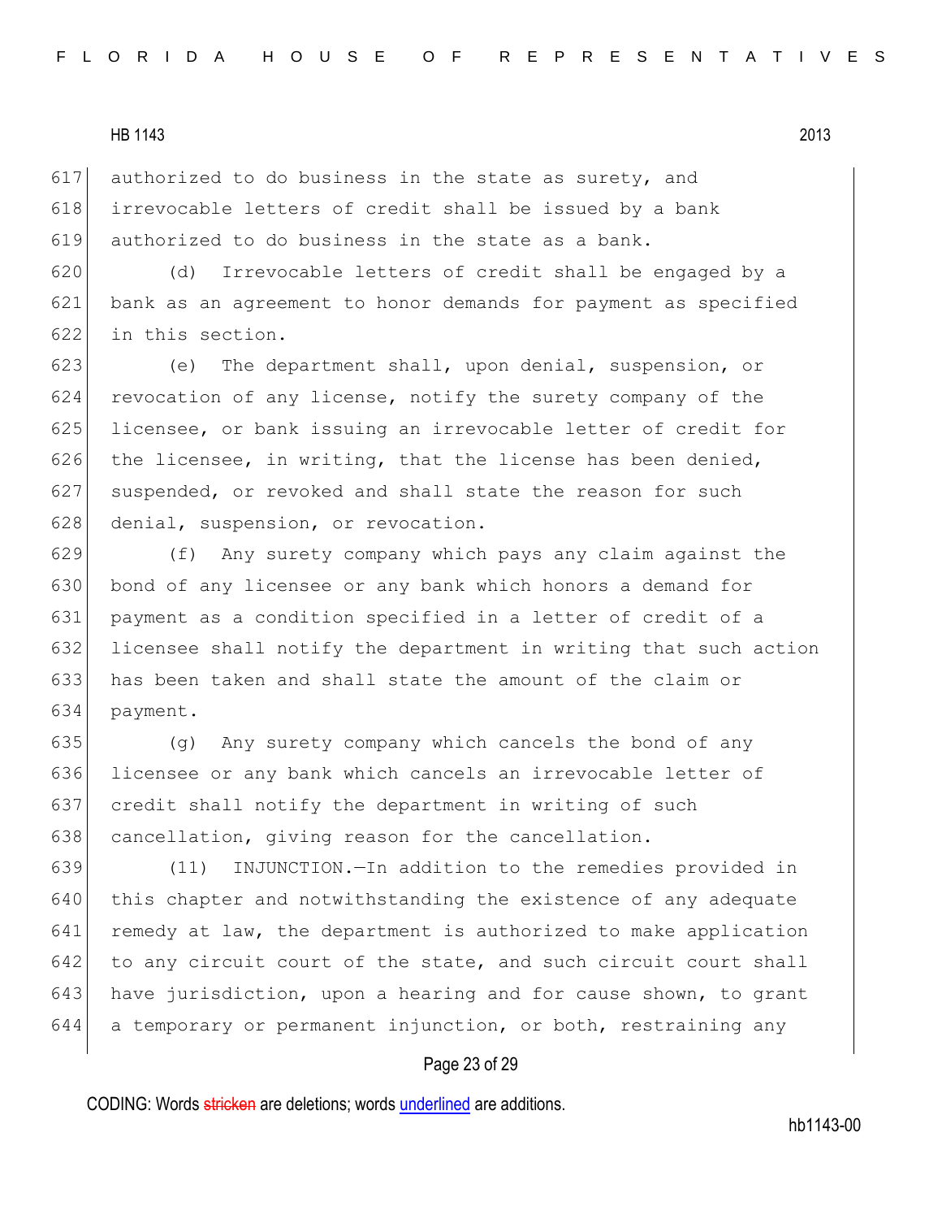authorized to do business in the state as surety, and irrevocable letters of credit shall be issued by a bank authorized to do business in the state as a bank.

(d) Irrevocable letters of credit shall be engaged by a bank as an agreement to honor demands for payment as specified in this section.

(e) The department shall, upon denial, suspension, or revocation of any license, notify the surety company of the licensee, or bank issuing an irrevocable letter of credit for the licensee, in writing, that the license has been denied, suspended, or revoked and shall state the reason for such denial, suspension, or revocation.

(f) Any surety company which pays any claim against the bond of any licensee or any bank which honors a demand for payment as a condition specified in a letter of credit of a licensee shall notify the department in writing that such action has been taken and shall state the amount of the claim or payment.

(g) Any surety company which cancels the bond of any licensee or any bank which cancels an irrevocable letter of credit shall notify the department in writing of such cancellation, giving reason for the cancellation.

(11) INJUNCTION.—In addition to the remedies provided in this chapter and notwithstanding the existence of any adequate remedy at law, the department is authorized to make application to any circuit court of the state, and such circuit court shall have jurisdiction, upon a hearing and for cause shown, to grant a temporary or permanent injunction, or both, restraining any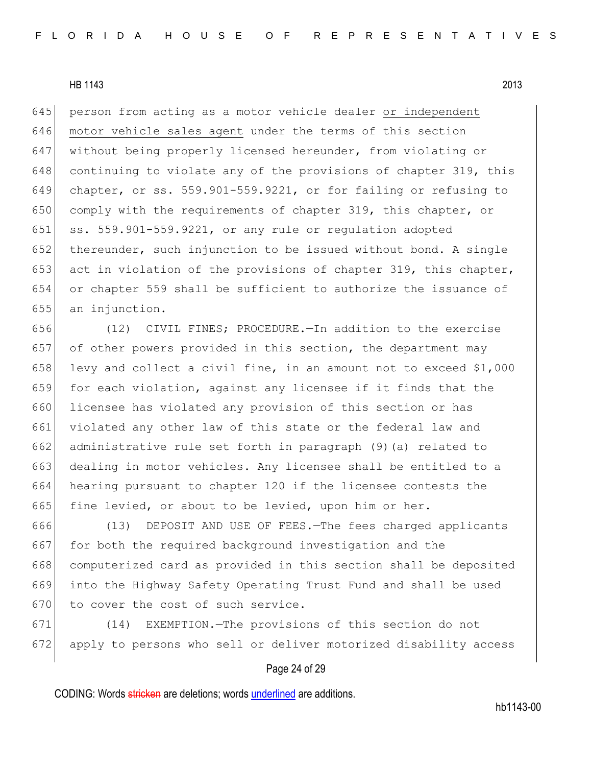person from acting as a motor vehicle dealer <u>or independent motor vehicle sales agent</u> under the terms of this section without being properly licensed hereunder, from violating or continuing to violate any of the provisions of chapter 319, this chapter, or ss. 559.901-559.9221, or for failing or refusing to comply with the requirements of chapter 319, this chapter, or ss. 559.901-559.9221, or any rule or regulation adopted thereunder, such injunction to be issued without bond. A single act in violation of the provisions of chapter 319, this chapter, or chapter 559 shall be sufficient to authorize the issuance of an injunction.

(12) CIVIL FINES; PROCEDURE.—In addition to the exercise of other powers provided in this section, the department may levy and collect a civil fine, in an amount not to exceed $1,000 for each violation, against any licensee if it finds that the licensee has violated any provision of this section or has violated any other law of this state or the federal law and administrative rule set forth in paragraph (9)(a) related to dealing in motor vehicles. Any licensee shall be entitled to a hearing pursuant to chapter 120 if the licensee contests the fine levied, or about to be levied, upon him or her.

(13) DEPOSIT AND USE OF FEES.—The fees charged applicants for both the required background investigation and the computerized card as provided in this section shall be deposited into the Highway Safety Operating Trust Fund and shall be used to cover the cost of such service.

(14) EXEMPTION.—The provisions of this section do not apply to persons who sell or deliver motorized disability access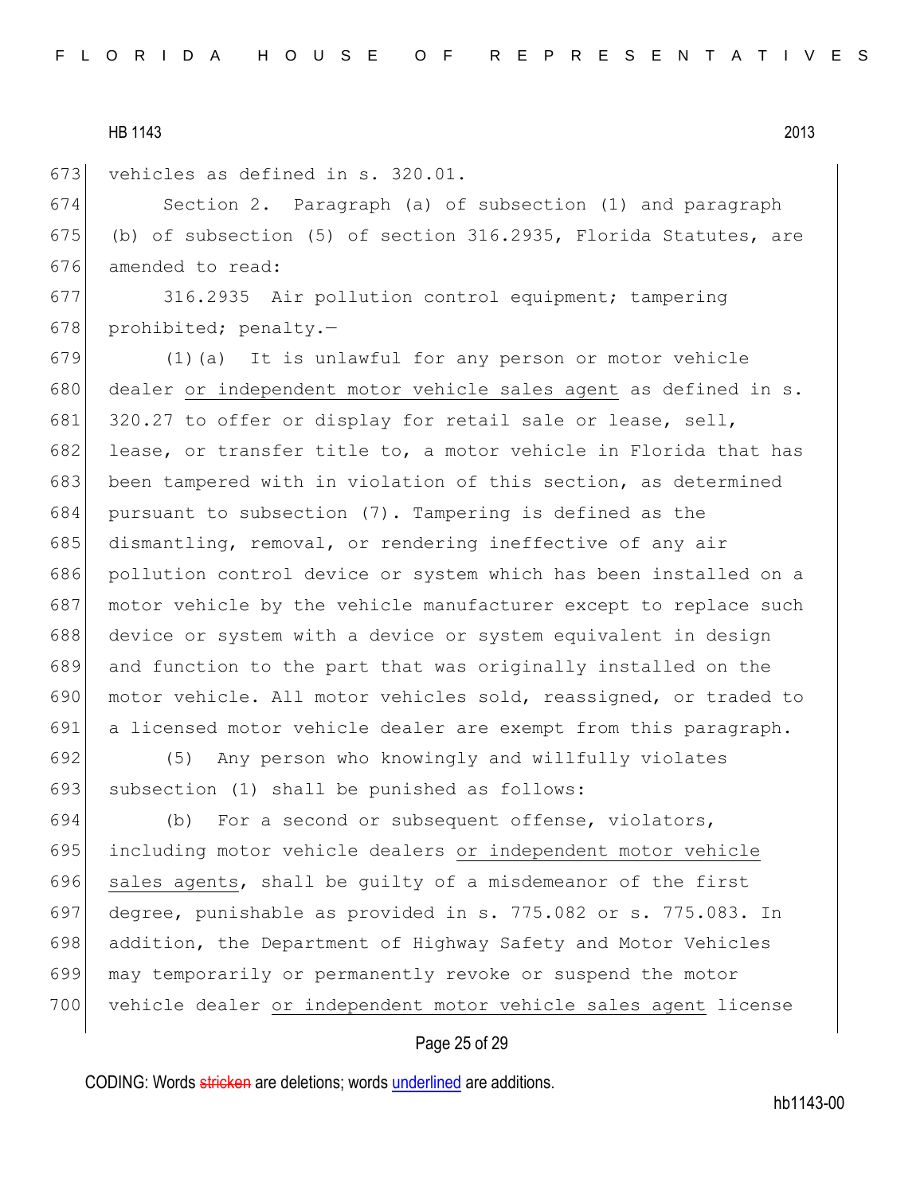vehicles as defined in s. 320.01.

Section 2. Paragraph (a) of subsection (1) and paragraph (b) of subsection (5) of section 316.2935, Florida Statutes, are amended to read:

316.2935 Air pollution control equipment; tampering prohibited; penalty.—

(1)(a) It is unlawful for any person or motor vehicle dealer <u>or independent motor vehicle sales agent</u> as defined in s. 320.27 to offer or display for retail sale or lease, sell, lease, or transfer title to, a motor vehicle in Florida that has been tampered with in violation of this section, as determined pursuant to subsection (7). Tampering is defined as the dismantling, removal, or rendering ineffective of any air pollution control device or system which has been installed on a motor vehicle by the vehicle manufacturer except to replace such device or system with a device or system equivalent in design and function to the part that was originally installed on the motor vehicle. All motor vehicles sold, reassigned, or traded to a licensed motor vehicle dealer are exempt from this paragraph.

(5) Any person who knowingly and willfully violates subsection (1) shall be punished as follows:

(b) For a second or subsequent offense, violators, including motor vehicle dealers <u>or independent motor vehicle sales agents</u>, shall be guilty of a misdemeanor of the first degree, punishable as provided in s. 775.082 or s. 775.083. In addition, the Department of Highway Safety and Motor Vehicles may temporarily or permanently revoke or suspend the motor vehicle dealer <u>or independent motor vehicle sales agent</u> license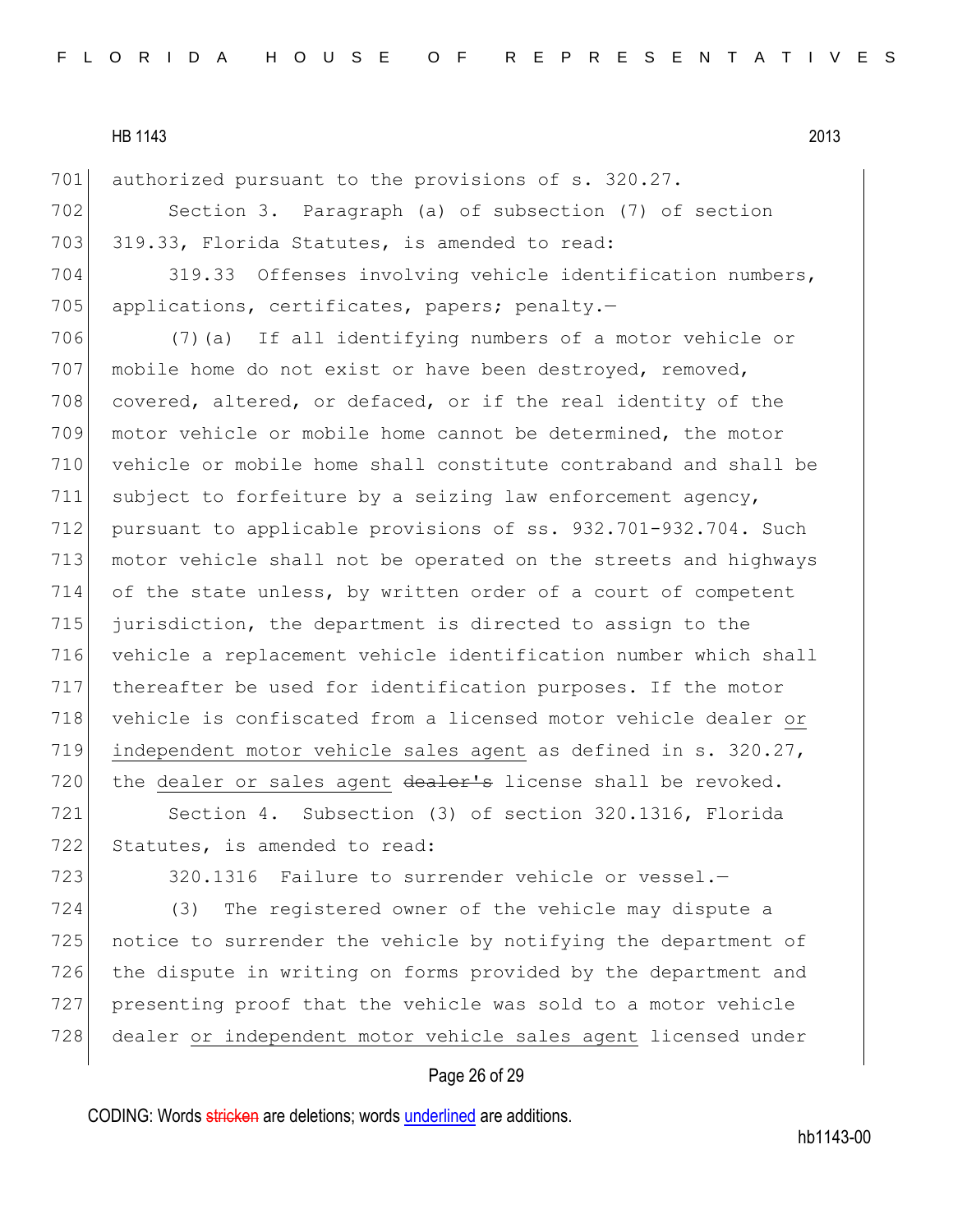authorized pursuant to the provisions of s. 320.27.

Section 3. Paragraph (a) of subsection (7) of section 319.33, Florida Statutes, is amended to read:

319.33 Offenses involving vehicle identification numbers, applications, certificates, papers; penalty.—

(7)(a) If all identifying numbers of a motor vehicle or mobile home do not exist or have been destroyed, removed, covered, altered, or defaced, or if the real identity of the motor vehicle or mobile home cannot be determined, the motor vehicle or mobile home shall constitute contraband and shall be subject to forfeiture by a seizing law enforcement agency, pursuant to applicable provisions of ss. 932.701-932.704. Such motor vehicle shall not be operated on the streets and highways of the state unless, by written order of a court of competent jurisdiction, the department is directed to assign to the vehicle a replacement vehicle identification number which shall thereafter be used for identification purposes. If the motor vehicle is confiscated from a licensed motor vehicle dealer or independent motor vehicle sales agent as defined in s. 320.27, the dealer or sales agent ~~dealer's~~ license shall be revoked.

Section 4. Subsection (3) of section 320.1316, Florida Statutes, is amended to read:

320.1316 Failure to surrender vehicle or vessel.—

(3) The registered owner of the vehicle may dispute a notice to surrender the vehicle by notifying the department of the dispute in writing on forms provided by the department and presenting proof that the vehicle was sold to a motor vehicle dealer or independent motor vehicle sales agent licensed under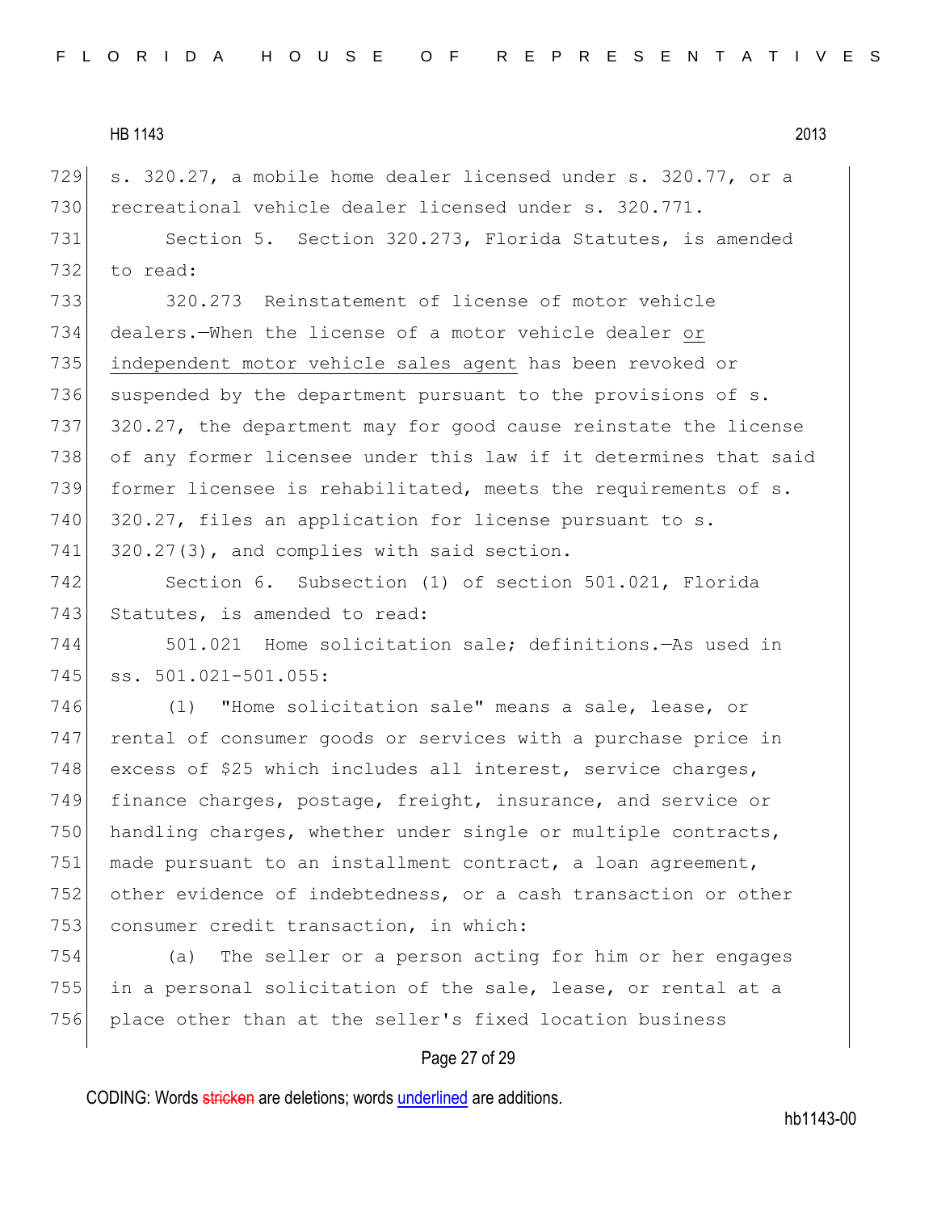s. 320.27, a mobile home dealer licensed under s. 320.77, or a recreational vehicle dealer licensed under s. 320.771.

Section 5. Section 320.273, Florida Statutes, is amended to read:

320.273 Reinstatement of license of motor vehicle dealers.—When the license of a motor vehicle dealer <u>or independent motor vehicle sales agent</u> has been revoked or suspended by the department pursuant to the provisions of s. 320.27, the department may for good cause reinstate the license of any former licensee under this law if it determines that said former licensee is rehabilitated, meets the requirements of s. 320.27, files an application for license pursuant to s. 320.27(3), and complies with said section.

Section 6. Subsection (1) of section 501.021, Florida Statutes, is amended to read:

501.021 Home solicitation sale; definitions.—As used in ss. 501.021-501.055:

(1) "Home solicitation sale" means a sale, lease, or rental of consumer goods or services with a purchase price in excess of $25 which includes all interest, service charges, finance charges, postage, freight, insurance, and service or handling charges, whether under single or multiple contracts, made pursuant to an installment contract, a loan agreement, other evidence of indebtedness, or a cash transaction or other consumer credit transaction, in which:

(a) The seller or a person acting for him or her engages in a personal solicitation of the sale, lease, or rental at a place other than at the seller's fixed location business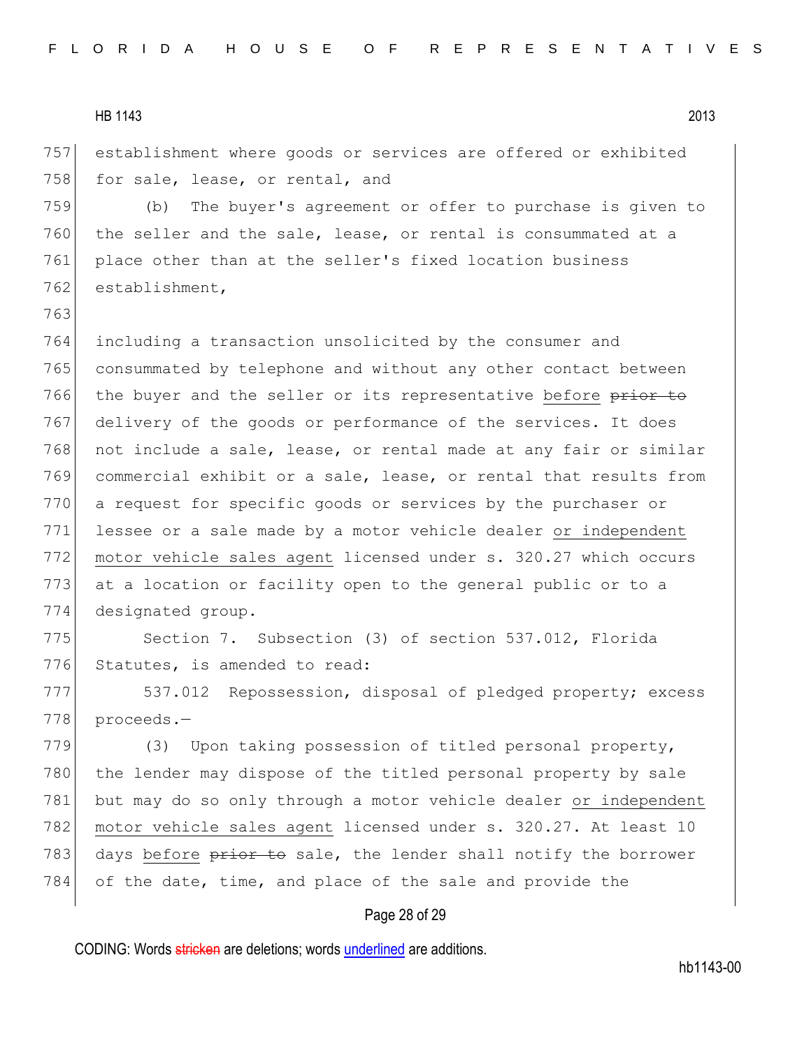establishment where goods or services are offered or exhibited for sale, lease, or rental, and

(b) The buyer's agreement or offer to purchase is given to the seller and the sale, lease, or rental is consummated at a place other than at the seller's fixed location business establishment,

including a transaction unsolicited by the consumer and consummated by telephone and without any other contact between the buyer and the seller or its representative <u>before</u> ~~prior to~~ delivery of the goods or performance of the services. It does not include a sale, lease, or rental made at any fair or similar commercial exhibit or a sale, lease, or rental that results from a request for specific goods or services by the purchaser or lessee or a sale made by a motor vehicle dealer <u>or independent motor vehicle sales agent</u> licensed under s. 320.27 which occurs at a location or facility open to the general public or to a designated group.

Section 7. Subsection (3) of section 537.012, Florida Statutes, is amended to read:

537.012 Repossession, disposal of pledged property; excess proceeds.—

(3) Upon taking possession of titled personal property, the lender may dispose of the titled personal property by sale but may do so only through a motor vehicle dealer <u>or independent motor vehicle sales agent</u> licensed under s. 320.27. At least 10 days <u>before</u> ~~prior to~~ sale, the lender shall notify the borrower of the date, time, and place of the sale and provide the

CODING: Words ~~stricken~~ are deletions; words <u>underlined</u> are additions.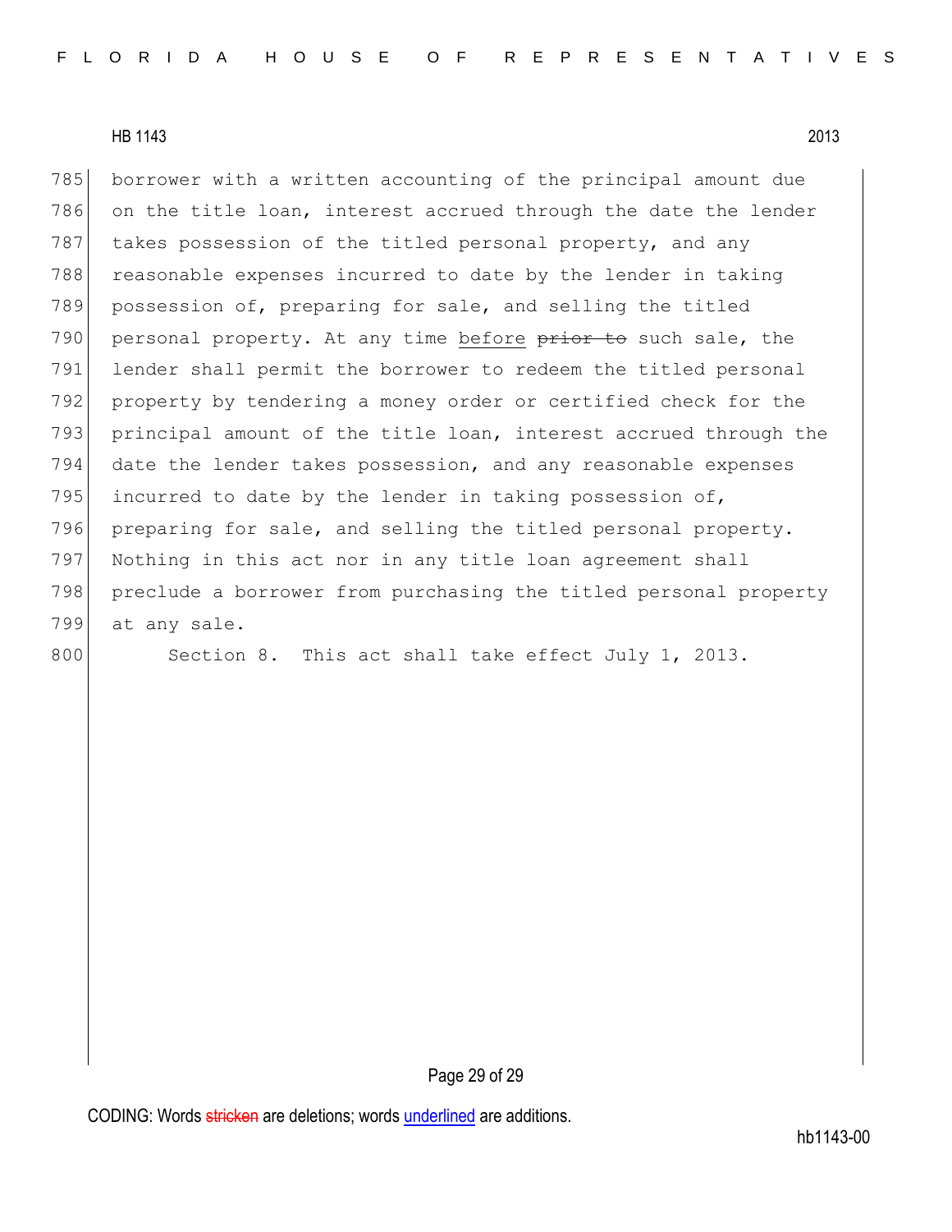785 borrower with a written accounting of the principal amount due
786 on the title loan, interest accrued through the date the lender
787 takes possession of the titled personal property, and any
788 reasonable expenses incurred to date by the lender in taking
789 possession of, preparing for sale, and selling the titled
790 personal property. At any time <u>before</u> ~~prior to~~ such sale, the
791 lender shall permit the borrower to redeem the titled personal
792 property by tendering a money order or certified check for the
793 principal amount of the title loan, interest accrued through the
794 date the lender takes possession, and any reasonable expenses
795 incurred to date by the lender in taking possession of,
796 preparing for sale, and selling the titled personal property.
797 Nothing in this act nor in any title loan agreement shall
798 preclude a borrower from purchasing the titled personal property
799 at any sale.

800 Section 8. This act shall take effect July 1, 2013.